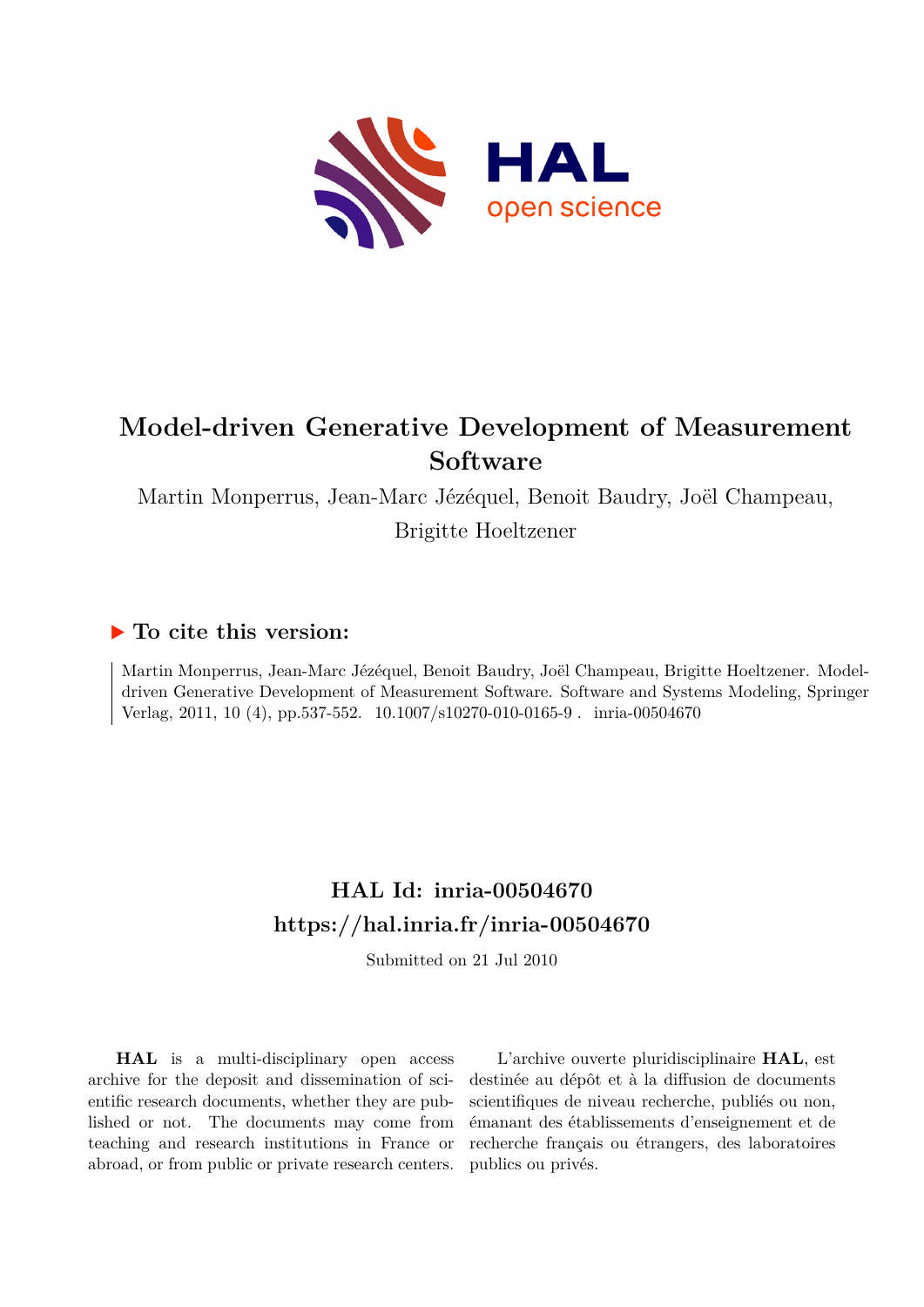# Model-driven Generative Development of Measurement Software

Martin Monperrus, Jean-Marc Jézéquel, Benoit Baudry, Joël Champeau, Brigitte Hoeltzener

## ▶ To cite this version:

Martin Monperrus, Jean-Marc Jézéquel, Benoit Baudry, Joël Champeau, Brigitte Hoeltzener. Model-driven Generative Development of Measurement Software. Software and Systems Modeling, Springer Verlag, 2011, 10 (4), pp.537-552. 10.1007/s10270-010-0165-9 . inria-00504670

## HAL Id: inria-00504670
## https://hal.inria.fr/inria-00504670

Submitted on 21 Jul 2010

**HAL** is a multi-disciplinary open access archive for the deposit and dissemination of scientific research documents, whether they are published or not. The documents may come from teaching and research institutions in France or abroad, or from public or private research centers.

L'archive ouverte pluridisciplinaire **HAL**, est destinée au dépôt et à la diffusion de documents scientifiques de niveau recherche, publiés ou non, émanant des établissements d'enseignement et de recherche français ou étrangers, des laboratoires publics ou privés.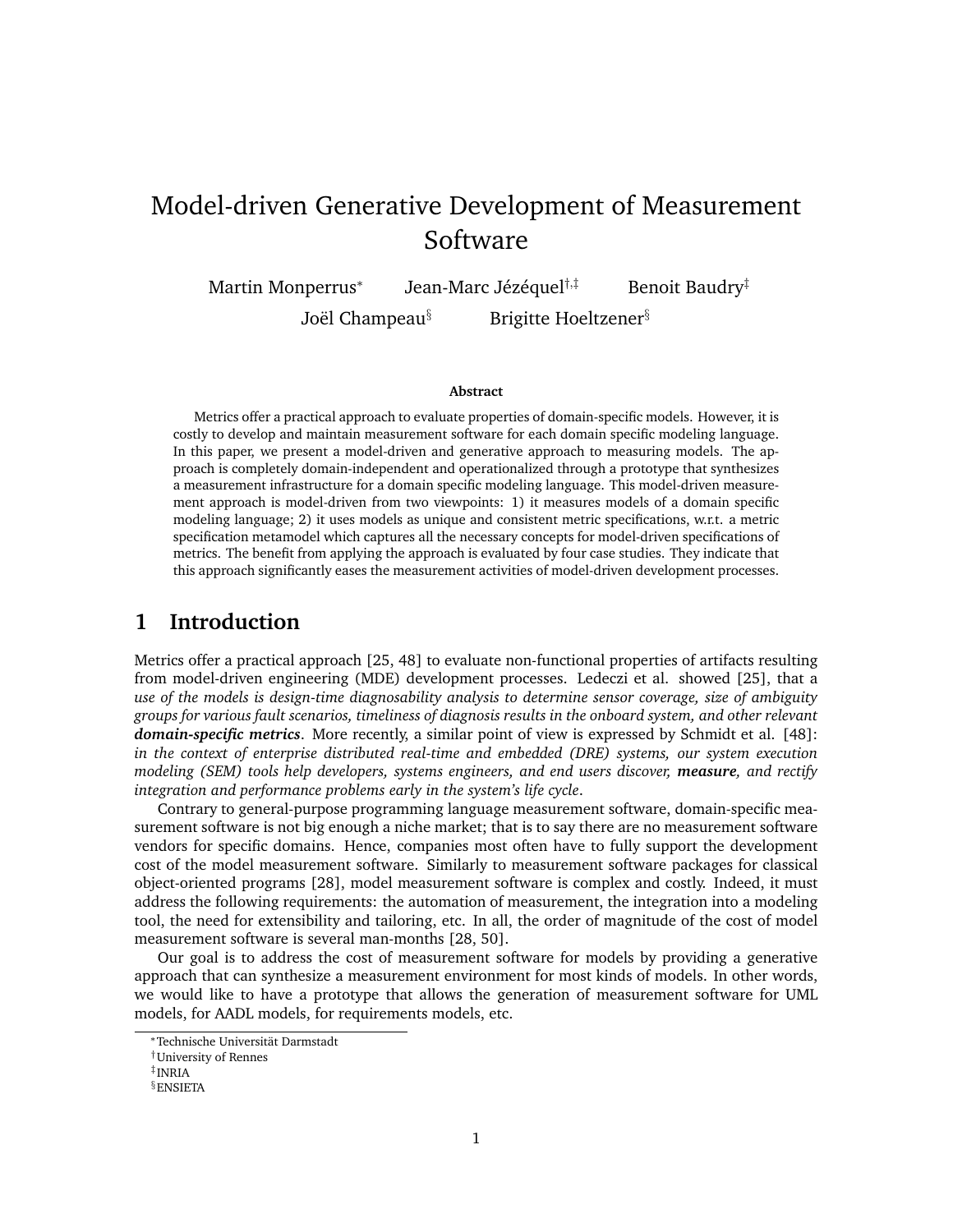# Model-driven Generative Development of Measurement Software

Martin Monperrus[*] Jean-Marc Jézéquel[†,‡] Benoit Baudry[‡]
Joël Champeau[§] Brigitte Hoeltzener[§]

**Abstract**

Metrics offer a practical approach to evaluate properties of domain-specific models. However, it is costly to develop and maintain measurement software for each domain specific modeling language. In this paper, we present a model-driven and generative approach to measuring models. The approach is completely domain-independent and operationalized through a prototype that synthesizes a measurement infrastructure for a domain specific modeling language. This model-driven measurement approach is model-driven from two viewpoints: 1) it measures models of a domain specific modeling language; 2) it uses models as unique and consistent metric specifications, w.r.t. a metric specification metamodel which captures all the necessary concepts for model-driven specifications of metrics. The benefit from applying the approach is evaluated by four case studies. They indicate that this approach significantly eases the measurement activities of model-driven development processes.

## 1 Introduction

Metrics offer a practical approach [25, 48] to evaluate non-functional properties of artifacts resulting from model-driven engineering (MDE) development processes. Ledeczi et al. showed [25], that a *use of the models is design-time diagnosability analysis to determine sensor coverage, size of ambiguity groups for various fault scenarios, timeliness of diagnosis results in the onboard system, and other relevant* ***domain-specific metrics***. More recently, a similar point of view is expressed by Schmidt et al. [48]: *in the context of enterprise distributed real-time and embedded (DRE) systems, our system execution modeling (SEM) tools help developers, systems engineers, and end users discover,* ***measure****, and rectify integration and performance problems early in the system's life cycle*.

Contrary to general-purpose programming language measurement software, domain-specific measurement software is not big enough a niche market; that is to say there are no measurement software vendors for specific domains. Hence, companies most often have to fully support the development cost of the model measurement software. Similarly to measurement software packages for classical object-oriented programs [28], model measurement software is complex and costly. Indeed, it must address the following requirements: the automation of measurement, the integration into a modeling tool, the need for extensibility and tailoring, etc. In all, the order of magnitude of the cost of model measurement software is several man-months [28, 50].

Our goal is to address the cost of measurement software for models by providing a generative approach that can synthesize a measurement environment for most kinds of models. In other words, we would like to have a prototype that allows the generation of measurement software for UML models, for AADL models, for requirements models, etc.

[*] Technische Universität Darmstadt
[†] University of Rennes
[‡] INRIA
[§] ENSIETA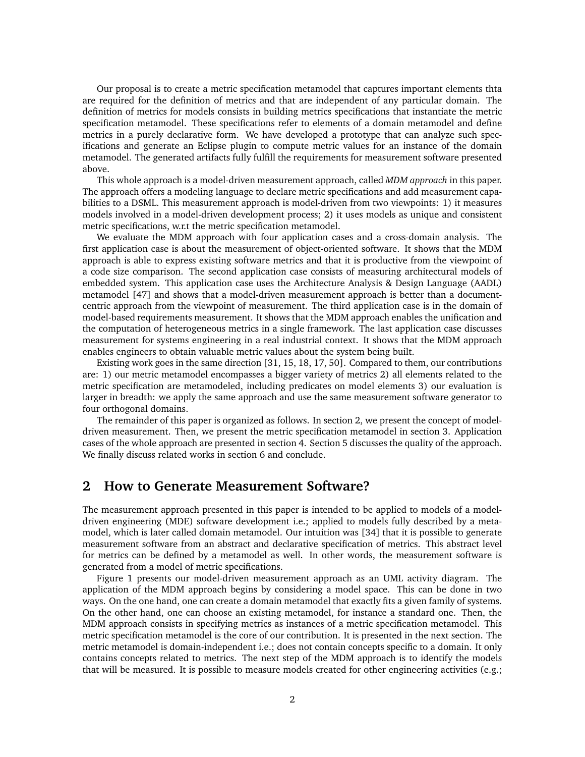Our proposal is to create a metric specification metamodel that captures important elements thta are required for the definition of metrics and that are independent of any particular domain. The definition of metrics for models consists in building metrics specifications that instantiate the metric specification metamodel. These specifications refer to elements of a domain metamodel and define metrics in a purely declarative form. We have developed a prototype that can analyze such specifications and generate an Eclipse plugin to compute metric values for an instance of the domain metamodel. The generated artifacts fully fulfill the requirements for measurement software presented above.

This whole approach is a model-driven measurement approach, called *MDM approach* in this paper. The approach offers a modeling language to declare metric specifications and add measurement capabilities to a DSML. This measurement approach is model-driven from two viewpoints: 1) it measures models involved in a model-driven development process; 2) it uses models as unique and consistent metric specifications, w.r.t the metric specification metamodel.

We evaluate the MDM approach with four application cases and a cross-domain analysis. The first application case is about the measurement of object-oriented software. It shows that the MDM approach is able to express existing software metrics and that it is productive from the viewpoint of a code size comparison. The second application case consists of measuring architectural models of embedded system. This application case uses the Architecture Analysis & Design Language (AADL) metamodel [47] and shows that a model-driven measurement approach is better than a document-centric approach from the viewpoint of measurement. The third application case is in the domain of model-based requirements measurement. It shows that the MDM approach enables the unification and the computation of heterogeneous metrics in a single framework. The last application case discusses measurement for systems engineering in a real industrial context. It shows that the MDM approach enables engineers to obtain valuable metric values about the system being built.

Existing work goes in the same direction [31, 15, 18, 17, 50]. Compared to them, our contributions are: 1) our metric metamodel encompasses a bigger variety of metrics 2) all elements related to the metric specification are metamodeled, including predicates on model elements 3) our evaluation is larger in breadth: we apply the same approach and use the same measurement software generator to four orthogonal domains.

The remainder of this paper is organized as follows. In section 2, we present the concept of model-driven measurement. Then, we present the metric specification metamodel in section 3. Application cases of the whole approach are presented in section 4. Section 5 discusses the quality of the approach. We finally discuss related works in section 6 and conclude.

## 2 How to Generate Measurement Software?

The measurement approach presented in this paper is intended to be applied to models of a model-driven engineering (MDE) software development i.e.; applied to models fully described by a metamodel, which is later called domain metamodel. Our intuition was [34] that it is possible to generate measurement software from an abstract and declarative specification of metrics. This abstract level for metrics can be defined by a metamodel as well. In other words, the measurement software is generated from a model of metric specifications.

Figure 1 presents our model-driven measurement approach as an UML activity diagram. The application of the MDM approach begins by considering a model space. This can be done in two ways. On the one hand, one can create a domain metamodel that exactly fits a given family of systems. On the other hand, one can choose an existing metamodel, for instance a standard one. Then, the MDM approach consists in specifying metrics as instances of a metric specification metamodel. This metric specification metamodel is the core of our contribution. It is presented in the next section. The metric metamodel is domain-independent i.e.; does not contain concepts specific to a domain. It only contains concepts related to metrics. The next step of the MDM approach is to identify the models that will be measured. It is possible to measure models created for other engineering activities (e.g.;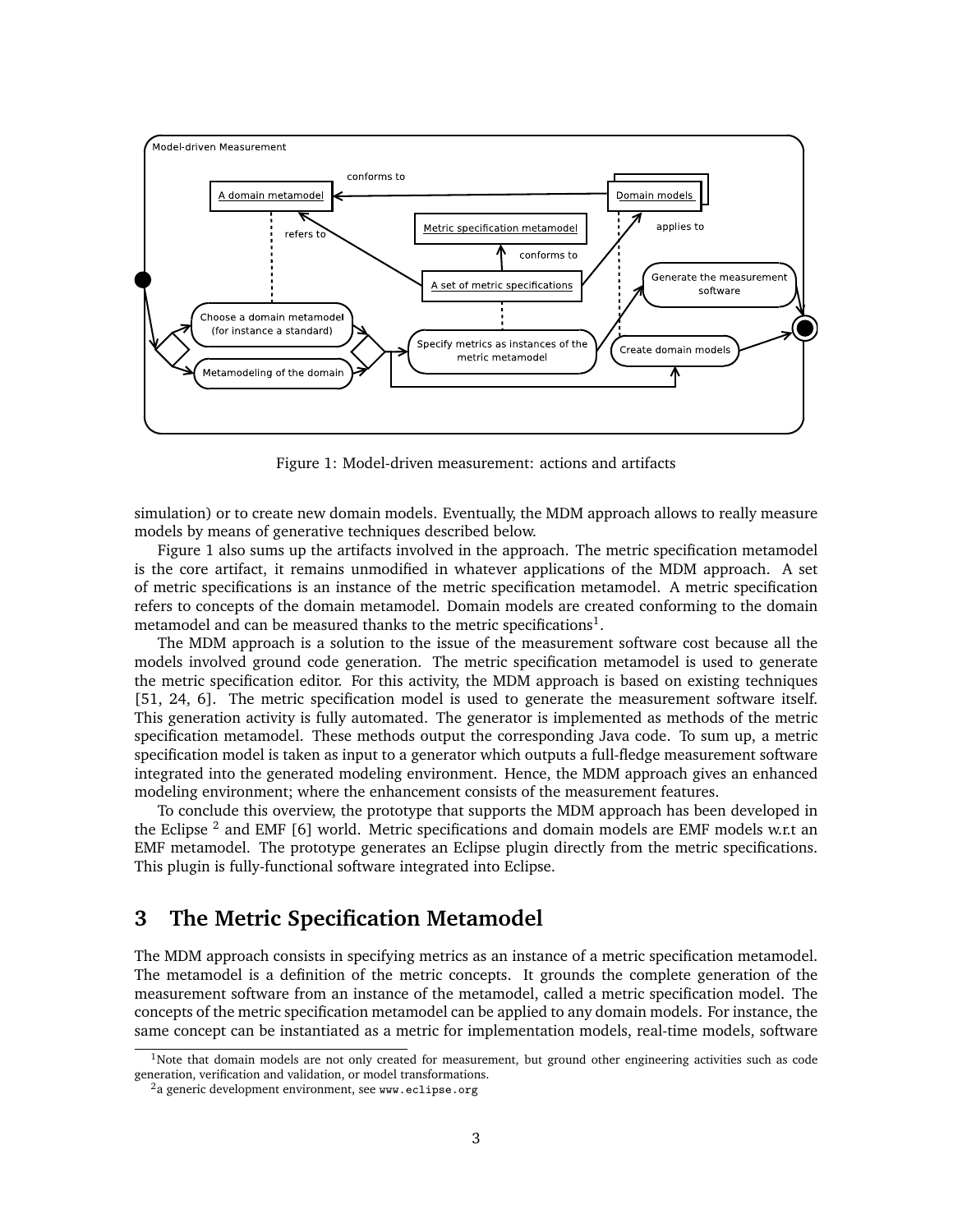Figure 1: Model-driven measurement: actions and artifacts

simulation) or to create new domain models. Eventually, the MDM approach allows to really measure models by means of generative techniques described below.

Figure 1 also sums up the artifacts involved in the approach. The metric specification metamodel is the core artifact, it remains unmodified in whatever applications of the MDM approach. A set of metric specifications is an instance of the metric specification metamodel. A metric specification refers to concepts of the domain metamodel. Domain models are created conforming to the domain metamodel and can be measured thanks to the metric specifications[1].

The MDM approach is a solution to the issue of the measurement software cost because all the models involved ground code generation. The metric specification metamodel is used to generate the metric specification editor. For this activity, the MDM approach is based on existing techniques [51, 24, 6]. The metric specification model is used to generate the measurement software itself. This generation activity is fully automated. The generator is implemented as methods of the metric specification metamodel. These methods output the corresponding Java code. To sum up, a metric specification model is taken as input to a generator which outputs a full-fledge measurement software integrated into the generated modeling environment. Hence, the MDM approach gives an enhanced modeling environment; where the enhancement consists of the measurement features.

To conclude this overview, the prototype that supports the MDM approach has been developed in the Eclipse [2] and EMF [6] world. Metric specifications and domain models are EMF models w.r.t an EMF metamodel. The prototype generates an Eclipse plugin directly from the metric specifications. This plugin is fully-functional software integrated into Eclipse.

## 3 The Metric Specification Metamodel

The MDM approach consists in specifying metrics as an instance of a metric specification metamodel. The metamodel is a definition of the metric concepts. It grounds the complete generation of the measurement software from an instance of the metamodel, called a metric specification model. The concepts of the metric specification metamodel can be applied to any domain models. For instance, the same concept can be instantiated as a metric for implementation models, real-time models, software

[1] Note that domain models are not only created for measurement, but ground other engineering activities such as code generation, verification and validation, or model transformations.

[2] a generic development environment, see www.eclipse.org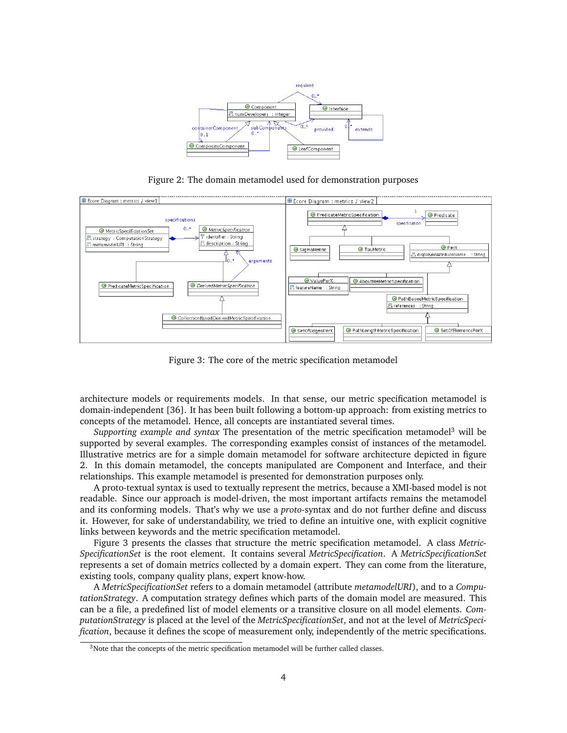Figure 2: The domain metamodel used for demonstration purposes

Figure 3: The core of the metric specification metamodel

architecture models or requirements models. In that sense, our metric specification metamodel is domain-independent [36]. It has been built following a bottom-up approach: from existing metrics to concepts of the metamodel. Hence, all concepts are instantiated several times.

*Supporting example and syntax* The presentation of the metric specification metamodel[3] will be supported by several examples. The corresponding examples consist of instances of the metamodel. Illustrative metrics are for a simple domain metamodel for software architecture depicted in figure 2. In this domain metamodel, the concepts manipulated are Component and Interface, and their relationships. This example metamodel is presented for demonstration purposes only.

A proto-textual syntax is used to textually represent the metrics, because a XMI-based model is not readable. Since our approach is model-driven, the most important artifacts remains the metamodel and its conforming models. That's why we use a *proto*-syntax and do not further define and discuss it. However, for sake of understandability, we tried to define an intuitive one, with explicit cognitive links between keywords and the metric specification metamodel.

Figure 3 presents the classes that structure the metric specification metamodel. A class *MetricSpecificationSet* is the root element. It contains several *MetricSpecification*. A *MetricSpecificationSet* represents a set of domain metrics collected by a domain expert. They can come from the literature, existing tools, company quality plans, expert know-how.

A *MetricSpecificationSet* refers to a domain metamodel (attribute *metamodelURI*), and to a *ComputationStrategy*. A computation strategy defines which parts of the domain model are measured. This can be a file, a predefined list of model elements or a transitive closure on all model elements. *ComputationStrategy* is placed at the level of the *MetricSpecificationSet*, and not at the level of *MetricSpecification*, because it defines the scope of measurement only, independently of the metric specifications.

[3] Note that the concepts of the metric specification metamodel will be further called classes.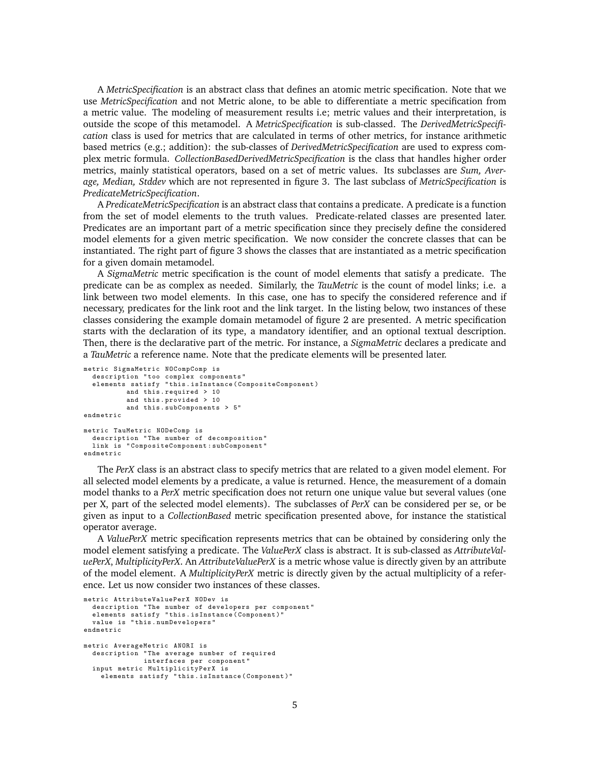A *MetricSpecification* is an abstract class that defines an atomic metric specification. Note that we use *MetricSpecification* and not Metric alone, to be able to differentiate a metric specification from a metric value. The modeling of measurement results i.e; metric values and their interpretation, is outside the scope of this metamodel. A *MetricSpecification* is sub-classed. The *DerivedMetricSpecification* class is used for metrics that are calculated in terms of other metrics, for instance arithmetic based metrics (e.g.; addition): the sub-classes of *DerivedMetricSpecification* are used to express complex metric formula. *CollectionBasedDerivedMetricSpecification* is the class that handles higher order metrics, mainly statistical operators, based on a set of metric values. Its subclasses are *Sum, Average, Median, Stddev* which are not represented in figure 3. The last subclass of *MetricSpecification* is *PredicateMetricSpecification*.

A *PredicateMetricSpecification* is an abstract class that contains a predicate. A predicate is a function from the set of model elements to the truth values. Predicate-related classes are presented later. Predicates are an important part of a metric specification since they precisely define the considered model elements for a given metric specification. We now consider the concrete classes that can be instantiated. The right part of figure 3 shows the classes that are instantiated as a metric specification for a given domain metamodel.

A *SigmaMetric* metric specification is the count of model elements that satisfy a predicate. The predicate can be as complex as needed. Similarly, the *TauMetric* is the count of model links; i.e. a link between two model elements. In this case, one has to specify the considered reference and if necessary, predicates for the link root and the link target. In the listing below, two instances of these classes considering the example domain metamodel of figure 2 are presented. A metric specification starts with the declaration of its type, a mandatory identifier, and an optional textual description. Then, there is the declarative part of the metric. For instance, a *SigmaMetric* declares a predicate and a *TauMetric* a reference name. Note that the predicate elements will be presented later.

```
metric SigmaMetric NOCompComp is
  description "too complex components"
  elements satisfy "this.isInstance(CompositeComponent)
          and this.required > 10
          and this.provided > 10
          and this.subComponents > 5"
endmetric

metric TauMetric NODeComp is
  description "The number of decomposition"
  link is "CompositeComponent:subComponent"
endmetric
```

The *PerX* class is an abstract class to specify metrics that are related to a given model element. For all selected model elements by a predicate, a value is returned. Hence, the measurement of a domain model thanks to a *PerX* metric specification does not return one unique value but several values (one per X, part of the selected model elements). The subclasses of *PerX* can be considered per se, or be given as input to a *CollectionBased* metric specification presented above, for instance the statistical operator average.

A *ValuePerX* metric specification represents metrics that can be obtained by considering only the model element satisfying a predicate. The *ValuePerX* class is abstract. It is sub-classed as *AttributeValuePerX*, *MultiplicityPerX*. An *AttributeValuePerX* is a metric whose value is directly given by an attribute of the model element. A *MultiplicityPerX* metric is directly given by the actual multiplicity of a reference. Let us now consider two instances of these classes.

```
metric AttributeValuePerX NODev is
  description "The number of developers per component"
  elements satisfy "this.isInstance(Component)"
  value is "this.numDevelopers"
endmetric

metric AverageMetric ANORI is
  description "The average number of required
             interfaces per component"
  input metric MultiplicityPerX is
    elements satisfy "this.isInstance(Component)"
```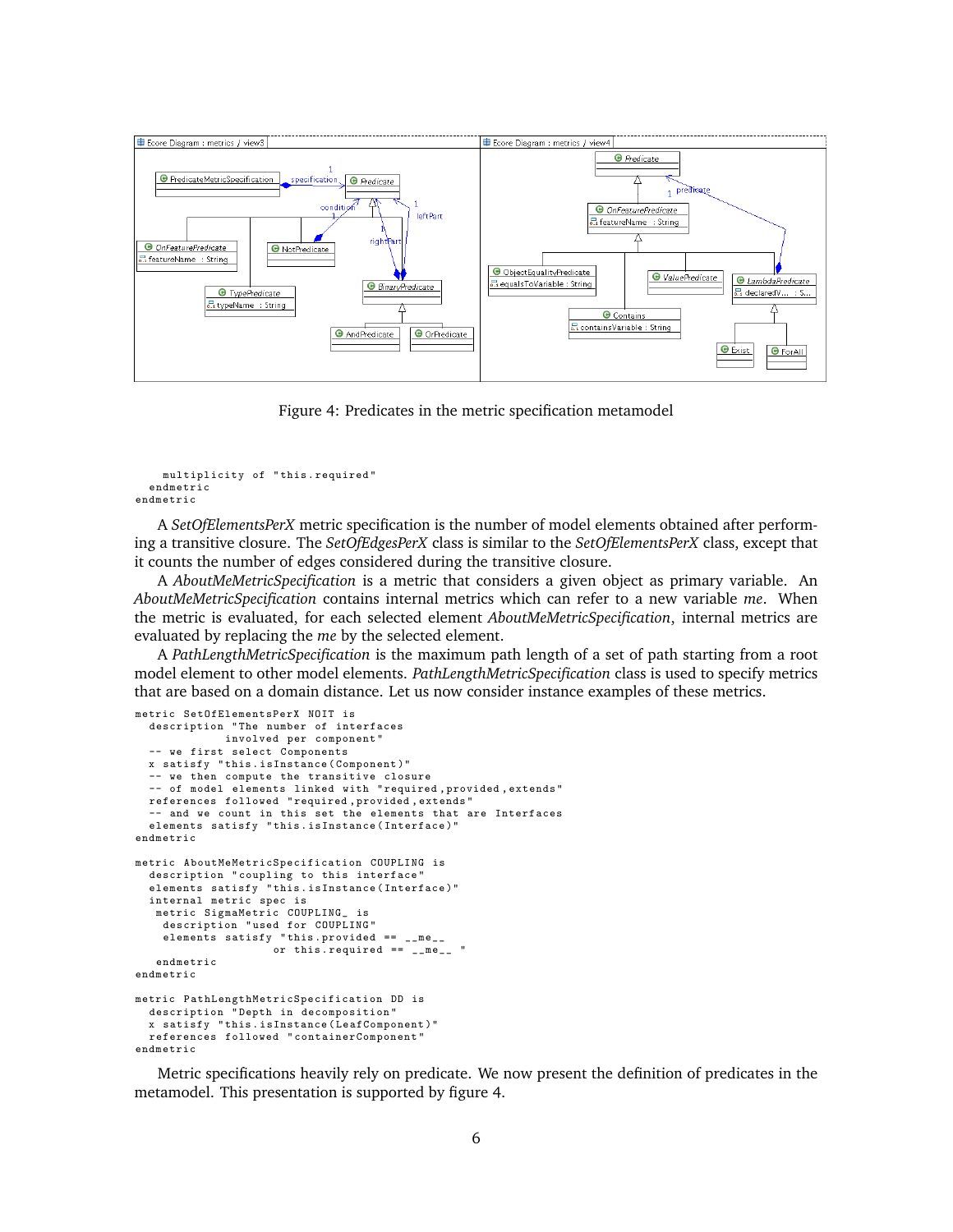Figure 4: Predicates in the metric specification metamodel

```
    multiplicity of "this.required"
  endmetric
endmetric
```

A *SetOfElementsPerX* metric specification is the number of model elements obtained after performing a transitive closure. The *SetOfEdgesPerX* class is similar to the *SetOfElementsPerX* class, except that it counts the number of edges considered during the transitive closure.

A *AboutMeMetricSpecification* is a metric that considers a given object as primary variable. An *AboutMeMetricSpecification* contains internal metrics which can refer to a new variable *me*. When the metric is evaluated, for each selected element *AboutMeMetricSpecification*, internal metrics are evaluated by replacing the *me* by the selected element.

A *PathLengthMetricSpecification* is the maximum path length of a set of path starting from a root model element to other model elements. *PathLengthMetricSpecification* class is used to specify metrics that are based on a domain distance. Let us now consider instance examples of these metrics.

```
metric SetOfElementsPerX NOIT is
  description "The number of interfaces
             involved per component"
  -- we first select Components
  x satisfy "this.isInstance(Component)"
  -- we then compute the transitive closure
  -- of model elements linked with "required,provided,extends"
  references followed "required,provided,extends"
  -- and we count in this set the elements that are Interfaces
  elements satisfy "this.isInstance(Interface)"
endmetric

metric AboutMeMetricSpecification COUPLING is
  description "coupling to this interface"
  elements satisfy "this.isInstance(Interface)"
  internal metric spec is
   metric SigmaMetric COUPLING_ is
    description "used for COUPLING"
    elements satisfy "this.provided == __me__
                or this.required == __me__ "
   endmetric
endmetric

metric PathLengthMetricSpecification DD is
  description "Depth in decomposition"
  x satisfy "this.isInstance(LeafComponent)"
  references followed "containerComponent"
endmetric
```

Metric specifications heavily rely on predicate. We now present the definition of predicates in the metamodel. This presentation is supported by figure 4.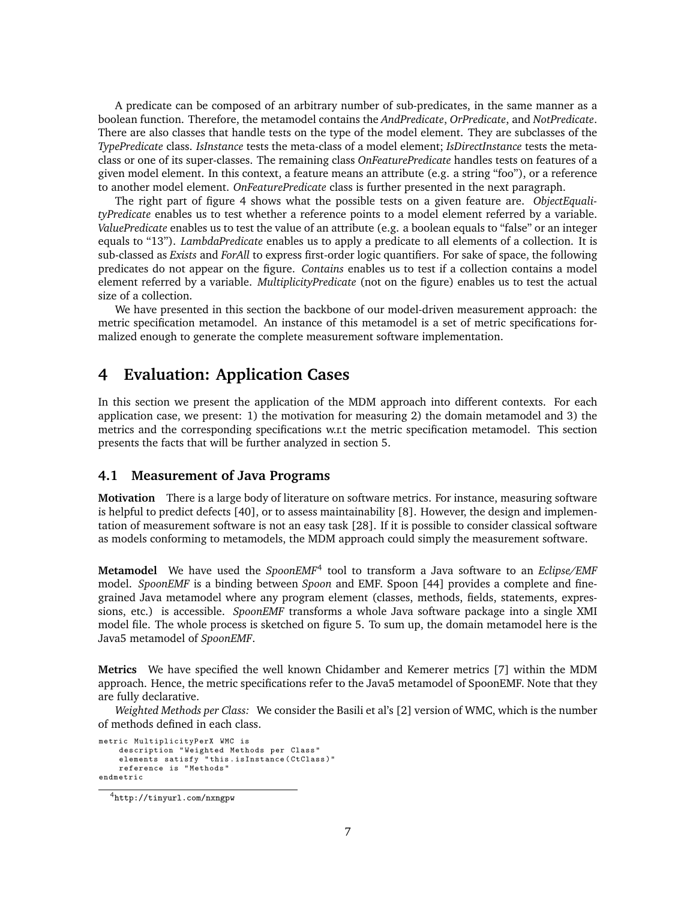A predicate can be composed of an arbitrary number of sub-predicates, in the same manner as a boolean function. Therefore, the metamodel contains the *AndPredicate*, *OrPredicate*, and *NotPredicate*. There are also classes that handle tests on the type of the model element. They are subclasses of the *TypePredicate* class. *IsInstance* tests the meta-class of a model element; *IsDirectInstance* tests the meta-class or one of its super-classes. The remaining class *OnFeaturePredicate* handles tests on features of a given model element. In this context, a feature means an attribute (e.g. a string "foo"), or a reference to another model element. *OnFeaturePredicate* class is further presented in the next paragraph.

The right part of figure 4 shows what the possible tests on a given feature are. *ObjectEqualityPredicate* enables us to test whether a reference points to a model element referred by a variable. *ValuePredicate* enables us to test the value of an attribute (e.g. a boolean equals to "false" or an integer equals to "13"). *LambdaPredicate* enables us to apply a predicate to all elements of a collection. It is sub-classed as *Exists* and *ForAll* to express first-order logic quantifiers. For sake of space, the following predicates do not appear on the figure. *Contains* enables us to test if a collection contains a model element referred by a variable. *MultiplicityPredicate* (not on the figure) enables us to test the actual size of a collection.

We have presented in this section the backbone of our model-driven measurement approach: the metric specification metamodel. An instance of this metamodel is a set of metric specifications formalized enough to generate the complete measurement software implementation.

# 4 Evaluation: Application Cases

In this section we present the application of the MDM approach into different contexts. For each application case, we present: 1) the motivation for measuring 2) the domain metamodel and 3) the metrics and the corresponding specifications w.r.t the metric specification metamodel. This section presents the facts that will be further analyzed in section 5.

## 4.1 Measurement of Java Programs

**Motivation** There is a large body of literature on software metrics. For instance, measuring software is helpful to predict defects [40], or to assess maintainability [8]. However, the design and implementation of measurement software is not an easy task [28]. If it is possible to consider classical software as models conforming to metamodels, the MDM approach could simply the measurement software.

**Metamodel** We have used the *SpoonEMF*[4] tool to transform a Java software to an *Eclipse/EMF* model. *SpoonEMF* is a binding between *Spoon* and EMF. Spoon [44] provides a complete and fine-grained Java metamodel where any program element (classes, methods, fields, statements, expressions, etc.) is accessible. *SpoonEMF* transforms a whole Java software package into a single XMI model file. The whole process is sketched on figure 5. To sum up, the domain metamodel here is the Java5 metamodel of *SpoonEMF*.

**Metrics** We have specified the well known Chidamber and Kemerer metrics [7] within the MDM approach. Hence, the metric specifications refer to the Java5 metamodel of SpoonEMF. Note that they are fully declarative.

*Weighted Methods per Class:* We consider the Basili et al's [2] version of WMC, which is the number of methods defined in each class.

```
metric MultiplicityPerX WMC is
    description "Weighted Methods per Class"
    elements satisfy "this.isInstance(CtClass)"
    reference is "Methods"
endmetric
```

[4] http://tinyurl.com/nxngpw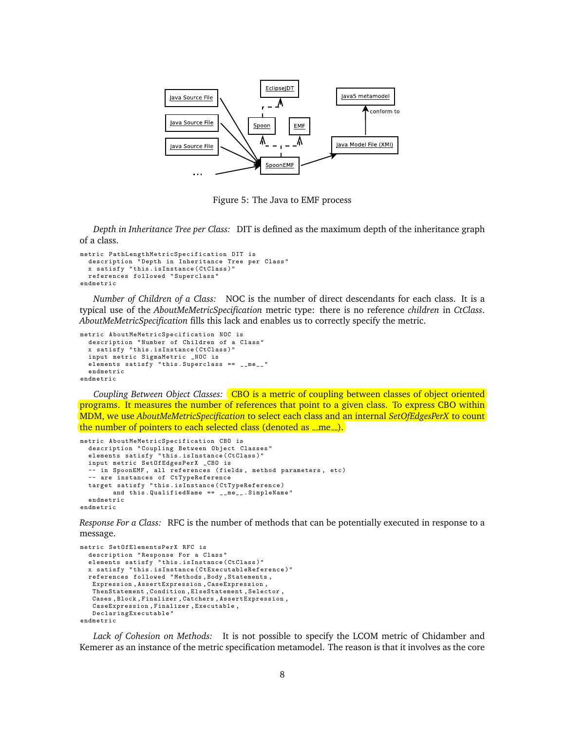Figure 5: The Java to EMF process

*Depth in Inheritance Tree per Class:* DIT is defined as the maximum depth of the inheritance graph of a class.

```
metric PathLengthMetricSpecification DIT is
  description "Depth in Inheritance Tree per Class"
  x satisfy "this.isInstance(CtClass)"
  references followed "Superclass"
endmetric
```

*Number of Children of a Class:* NOC is the number of direct descendants for each class. It is a typical use of the *AboutMeMetricSpecification* metric type: there is no reference *children* in *CtClass*. *AboutMeMetricSpecification* fills this lack and enables us to correctly specify the metric.

```
metric AboutMeMetricSpecification NOC is
  description "Number of Children of a Class"
  x satisfy "this.isInstance(CtClass)"
  input metric SigmaMetric _NOC is
  elements satisfy "this.Superclass == __me__"
  endmetric
endmetric
```

*Coupling Between Object Classes:* CBO is a metric of coupling between classes of object oriented programs. It measures the number of references that point to a given class. To express CBO within MDM, we use *AboutMeMetricSpecification* to select each class and an internal *SetOfEdgesPerX* to count the number of pointers to each selected class (denoted as __me__).

```
metric AboutMeMetricSpecification CBO is
  description "Coupling Between Object Classes"
  elements satisfy "this.isInstance(CtClass)"
  input metric SetOfEdgesPerX _CBO is
  -- in SpoonEMF, all references (fields, method parameters, etc)
  -- are instances of CtTypeReference
  target satisfy "this.isInstance(CtTypeReference)
        and this.QualifiedName == __me__.SimpleName"
  endmetric
endmetric
```

*Response For a Class:* RFC is the number of methods that can be potentially executed in response to a message.

```
metric SetOfElementsPerX RFC is
  description "Response For a Class"
  elements satisfy "this.isInstance(CtClass)"
  x satisfy "this.isInstance(CtExecutableReference)"
  references followed "Methods,Body,Statements,
   Expression,AssertExpression,CaseExpression,
   ThenStatement,Condition,ElseStatement,Selector,
   Cases,Block,Finalizer,Catchers,AssertExpression,
   CaseExpression,Finalizer,Executable,
   DeclaringExecutable"
endmetric
```

*Lack of Cohesion on Methods:* It is not possible to specify the LCOM metric of Chidamber and Kemerer as an instance of the metric specification metamodel. The reason is that it involves as the core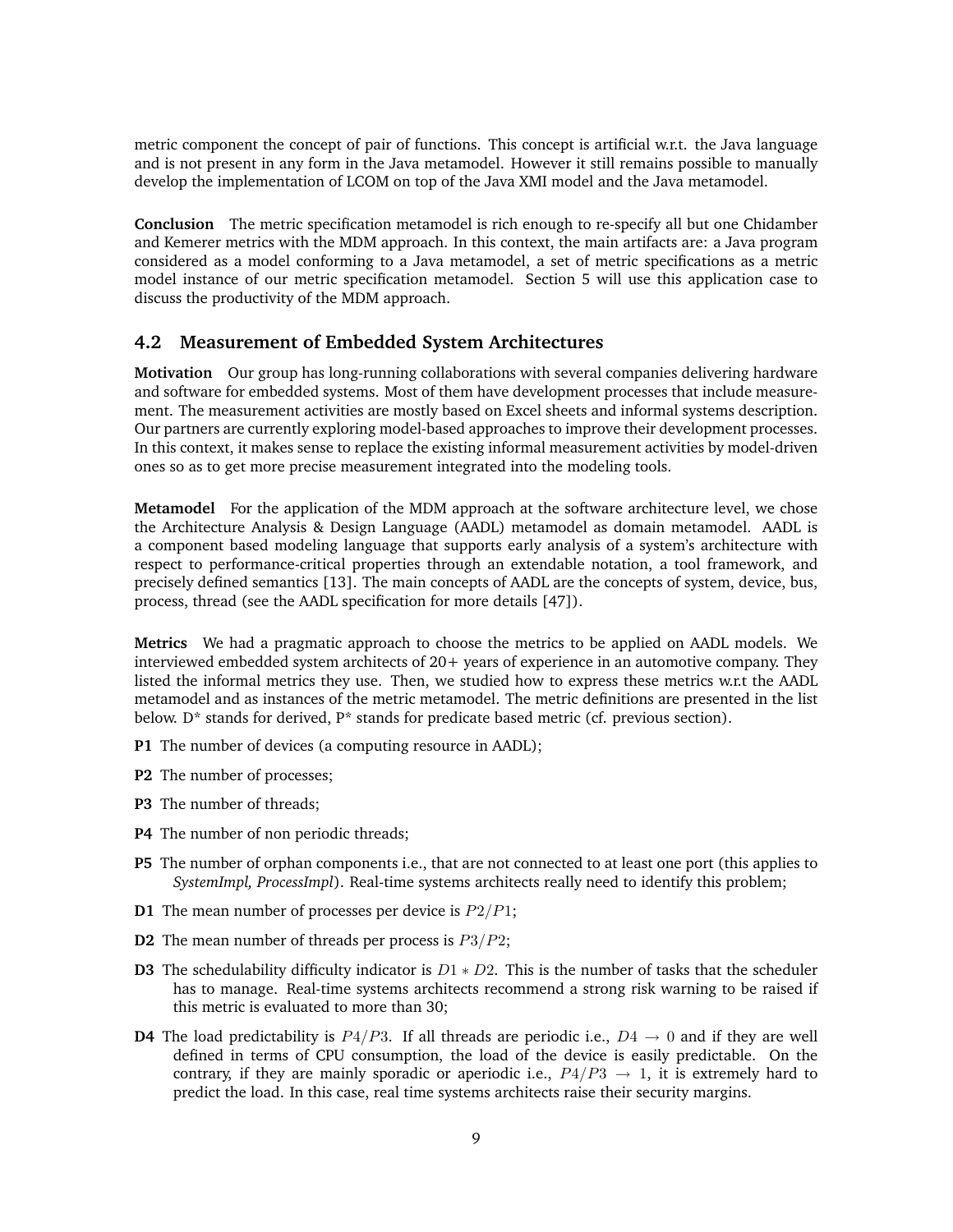metric component the concept of pair of functions. This concept is artificial w.r.t. the Java language and is not present in any form in the Java metamodel. However it still remains possible to manually develop the implementation of LCOM on top of the Java XMI model and the Java metamodel.

**Conclusion** The metric specification metamodel is rich enough to re-specify all but one Chidamber and Kemerer metrics with the MDM approach. In this context, the main artifacts are: a Java program considered as a model conforming to a Java metamodel, a set of metric specifications as a metric model instance of our metric specification metamodel. Section 5 will use this application case to discuss the productivity of the MDM approach.

### 4.2 Measurement of Embedded System Architectures

**Motivation** Our group has long-running collaborations with several companies delivering hardware and software for embedded systems. Most of them have development processes that include measurement. The measurement activities are mostly based on Excel sheets and informal systems description. Our partners are currently exploring model-based approaches to improve their development processes. In this context, it makes sense to replace the existing informal measurement activities by model-driven ones so as to get more precise measurement integrated into the modeling tools.

**Metamodel** For the application of the MDM approach at the software architecture level, we chose the Architecture Analysis & Design Language (AADL) metamodel as domain metamodel. AADL is a component based modeling language that supports early analysis of a system's architecture with respect to performance-critical properties through an extendable notation, a tool framework, and precisely defined semantics [13]. The main concepts of AADL are the concepts of system, device, bus, process, thread (see the AADL specification for more details [47]).

**Metrics** We had a pragmatic approach to choose the metrics to be applied on AADL models. We interviewed embedded system architects of 20+ years of experience in an automotive company. They listed the informal metrics they use. Then, we studied how to express these metrics w.r.t the AADL metamodel and as instances of the metric metamodel. The metric definitions are presented in the list below. D* stands for derived, P* stands for predicate based metric (cf. previous section).

- **P1** The number of devices (a computing resource in AADL);
- **P2** The number of processes;
- **P3** The number of threads;
- **P4** The number of non periodic threads;
- **P5** The number of orphan components i.e., that are not connected to at least one port (this applies to *SystemImpl, ProcessImpl*). Real-time systems architects really need to identify this problem;
- **D1** The mean number of processes per device is $P2/P1$;
- **D2** The mean number of threads per process is $P3/P2$;
- **D3** The schedulability difficulty indicator is $D1 * D2$. This is the number of tasks that the scheduler has to manage. Real-time systems architects recommend a strong risk warning to be raised if this metric is evaluated to more than 30;
- **D4** The load predictability is $P4/P3$. If all threads are periodic i.e., $D4 \rightarrow 0$ and if they are well defined in terms of CPU consumption, the load of the device is easily predictable. On the contrary, if they are mainly sporadic or aperiodic i.e., $P4/P3 \rightarrow 1$, it is extremely hard to predict the load. In this case, real time systems architects raise their security margins.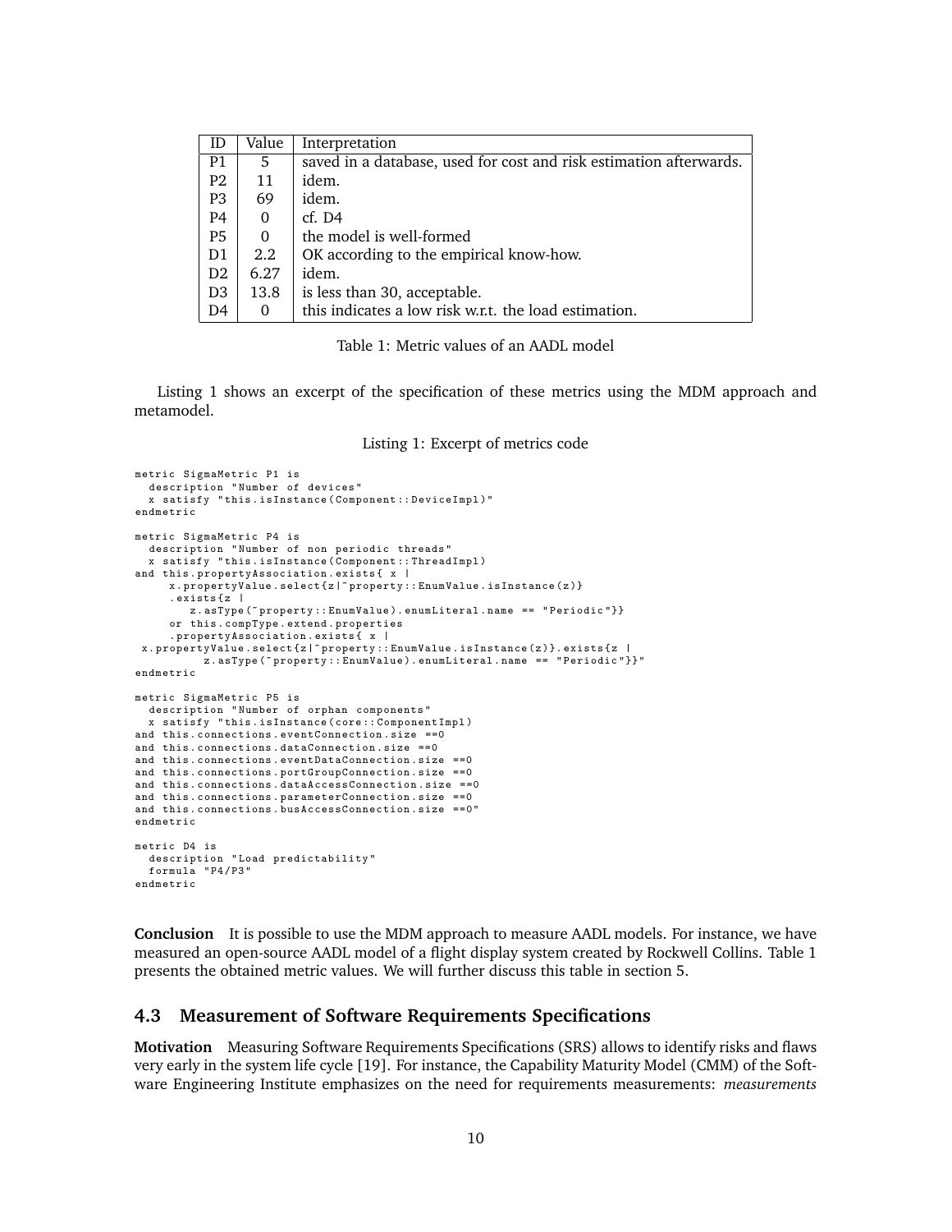| ID | Value | Interpretation |
|---|---|---|
| P1 | 5 | saved in a database, used for cost and risk estimation afterwards. |
| P2 | 11 | idem. |
| P3 | 69 | idem. |
| P4 | 0 | cf. D4 |
| P5 | 0 | the model is well-formed |
| D1 | 2.2 | OK according to the empirical know-how. |
| D2 | 6.27 | idem. |
| D3 | 13.8 | is less than 30, acceptable. |
| D4 | 0 | this indicates a low risk w.r.t. the load estimation. |

Table 1: Metric values of an AADL model

Listing 1 shows an excerpt of the specification of these metrics using the MDM approach and metamodel.

Listing 1: Excerpt of metrics code

```
metric SigmaMetric P1 is
  description "Number of devices"
  x satisfy "this.isInstance(Component::DeviceImpl)"
endmetric

metric SigmaMetric P4 is
  description "Number of non periodic threads"
  x satisfy "this.isInstance(Component::ThreadImpl)
and this.propertyAssociation.exists{ x |
     x.propertyValue.select{z|~property::EnumValue.isInstance(z)}
     .exists{z |
        z.asType(~property::EnumValue).enumLiteral.name == "Periodic"}}
     or this.compType.extend.properties
     .propertyAssociation.exists{ x |
 x.propertyValue.select{z|~property::EnumValue.isInstance(z)}.exists{z |
          z.asType(~property::EnumValue).enumLiteral.name == "Periodic"}}"
endmetric

metric SigmaMetric P5 is
  description "Number of orphan components"
  x satisfy "this.isInstance(core::ComponentImpl)
and this.connections.eventConnection.size ==0
and this.connections.dataConnection.size ==0
and this.connections.eventDataConnection.size ==0
and this.connections.portGroupConnection.size ==0
and this.connections.dataAccessConnection.size ==0
and this.connections.parameterConnection.size ==0
and this.connections.busAccessConnection.size ==0"
endmetric

metric D4 is
  description "Load predictability"
  formula "P4/P3"
endmetric
```

**Conclusion** It is possible to use the MDM approach to measure AADL models. For instance, we have measured an open-source AADL model of a flight display system created by Rockwell Collins. Table 1 presents the obtained metric values. We will further discuss this table in section 5.

### 4.3 Measurement of Software Requirements Specifications

**Motivation** Measuring Software Requirements Specifications (SRS) allows to identify risks and flaws very early in the system life cycle [19]. For instance, the Capability Maturity Model (CMM) of the Software Engineering Institute emphasizes on the need for requirements measurements: *measurements*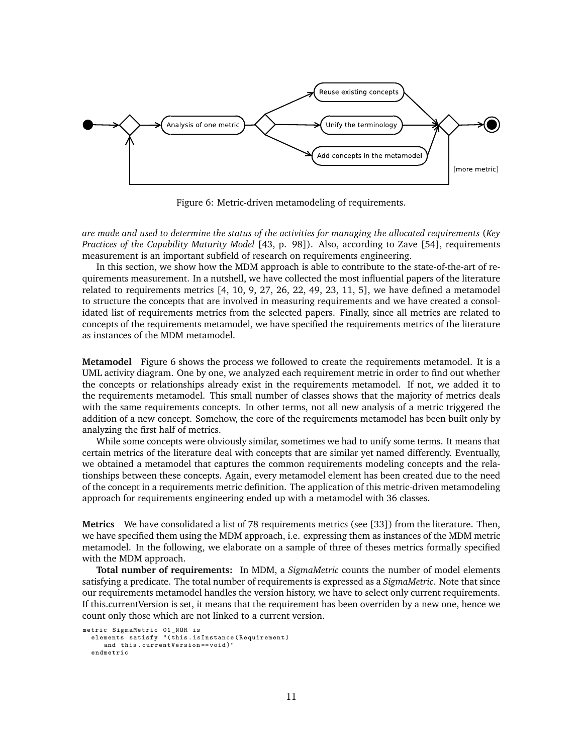Reuse existing concepts

Analysis of one metric

Unify the terminology

Add concepts in the metamodel

[more metric]

Figure 6: Metric-driven metamodeling of requirements.

*are made and used to determine the status of the activities for managing the allocated requirements* (*Key Practices of the Capability Maturity Model* [43, p. 98]). Also, according to Zave [54], requirements measurement is an important subfield of research on requirements engineering.

In this section, we show how the MDM approach is able to contribute to the state-of-the-art of requirements measurement. In a nutshell, we have collected the most influential papers of the literature related to requirements metrics [4, 10, 9, 27, 26, 22, 49, 23, 11, 5], we have defined a metamodel to structure the concepts that are involved in measuring requirements and we have created a consolidated list of requirements metrics from the selected papers. Finally, since all metrics are related to concepts of the requirements metamodel, we have specified the requirements metrics of the literature as instances of the MDM metamodel.

**Metamodel** Figure 6 shows the process we followed to create the requirements metamodel. It is a UML activity diagram. One by one, we analyzed each requirement metric in order to find out whether the concepts or relationships already exist in the requirements metamodel. If not, we added it to the requirements metamodel. This small number of classes shows that the majority of metrics deals with the same requirements concepts. In other terms, not all new analysis of a metric triggered the addition of a new concept. Somehow, the core of the requirements metamodel has been built only by analyzing the first half of metrics.

While some concepts were obviously similar, sometimes we had to unify some terms. It means that certain metrics of the literature deal with concepts that are similar yet named differently. Eventually, we obtained a metamodel that captures the common requirements modeling concepts and the relationships between these concepts. Again, every metamodel element has been created due to the need of the concept in a requirements metric definition. The application of this metric-driven metamodeling approach for requirements engineering ended up with a metamodel with 36 classes.

**Metrics** We have consolidated a list of 78 requirements metrics (see [33]) from the literature. Then, we have specified them using the MDM approach, i.e. expressing them as instances of the MDM metric metamodel. In the following, we elaborate on a sample of three of theses metrics formally specified with the MDM approach.

**Total number of requirements:** In MDM, a *SigmaMetric* counts the number of model elements satisfying a predicate. The total number of requirements is expressed as a *SigmaMetric*. Note that since our requirements metamodel handles the version history, we have to select only current requirements. If this.currentVersion is set, it means that the requirement has been overriden by a new one, hence we count only those which are not linked to a current version.

```
metric SigmaMetric 01_NOR is
  elements satisfy "(this.isInstance(Requirement)
     and this.currentVersion==void)"
  endmetric
```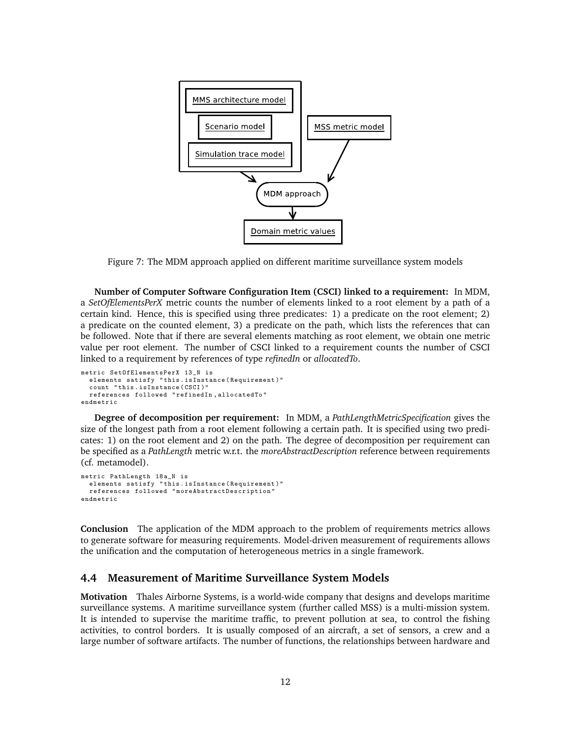Figure 7: The MDM approach applied on different maritime surveillance system models

**Number of Computer Software Configuration Item (CSCI) linked to a requirement:** In MDM, a *SetOfElementsPerX* metric counts the number of elements linked to a root element by a path of a certain kind. Hence, this is specified using three predicates: 1) a predicate on the root element; 2) a predicate on the counted element, 3) a predicate on the path, which lists the references that can be followed. Note that if there are several elements matching as root element, we obtain one metric value per root element. The number of CSCI linked to a requirement counts the number of CSCI linked to a requirement by references of type *refinedIn* or *allocatedTo*.

```
metric SetOfElementsPerX 13_N is
  elements satisfy "this.isInstance(Requirement)"
  count "this.isInstance(CSCI)"
  references followed "refinedIn,allocatedTo"
endmetric
```

**Degree of decomposition per requirement:** In MDM, a *PathLengthMetricSpecification* gives the size of the longest path from a root element following a certain path. It is specified using two predicates: 1) on the root element and 2) on the path. The degree of decomposition per requirement can be specified as a *PathLength* metric w.r.t. the *moreAbstractDescription* reference between requirements (cf. metamodel).

```
metric PathLength 18a_N is
  elements satisfy "this.isInstance(Requirement)"
  references followed "moreAbstractDescription"
endmetric
```

**Conclusion** The application of the MDM approach to the problem of requirements metrics allows to generate software for measuring requirements. Model-driven measurement of requirements allows the unification and the computation of heterogeneous metrics in a single framework.

## 4.4 Measurement of Maritime Surveillance System Models

**Motivation** Thales Airborne Systems, is a world-wide company that designs and develops maritime surveillance systems. A maritime surveillance system (further called MSS) is a multi-mission system. It is intended to supervise the maritime traffic, to prevent pollution at sea, to control the fishing activities, to control borders. It is usually composed of an aircraft, a set of sensors, a crew and a large number of software artifacts. The number of functions, the relationships between hardware and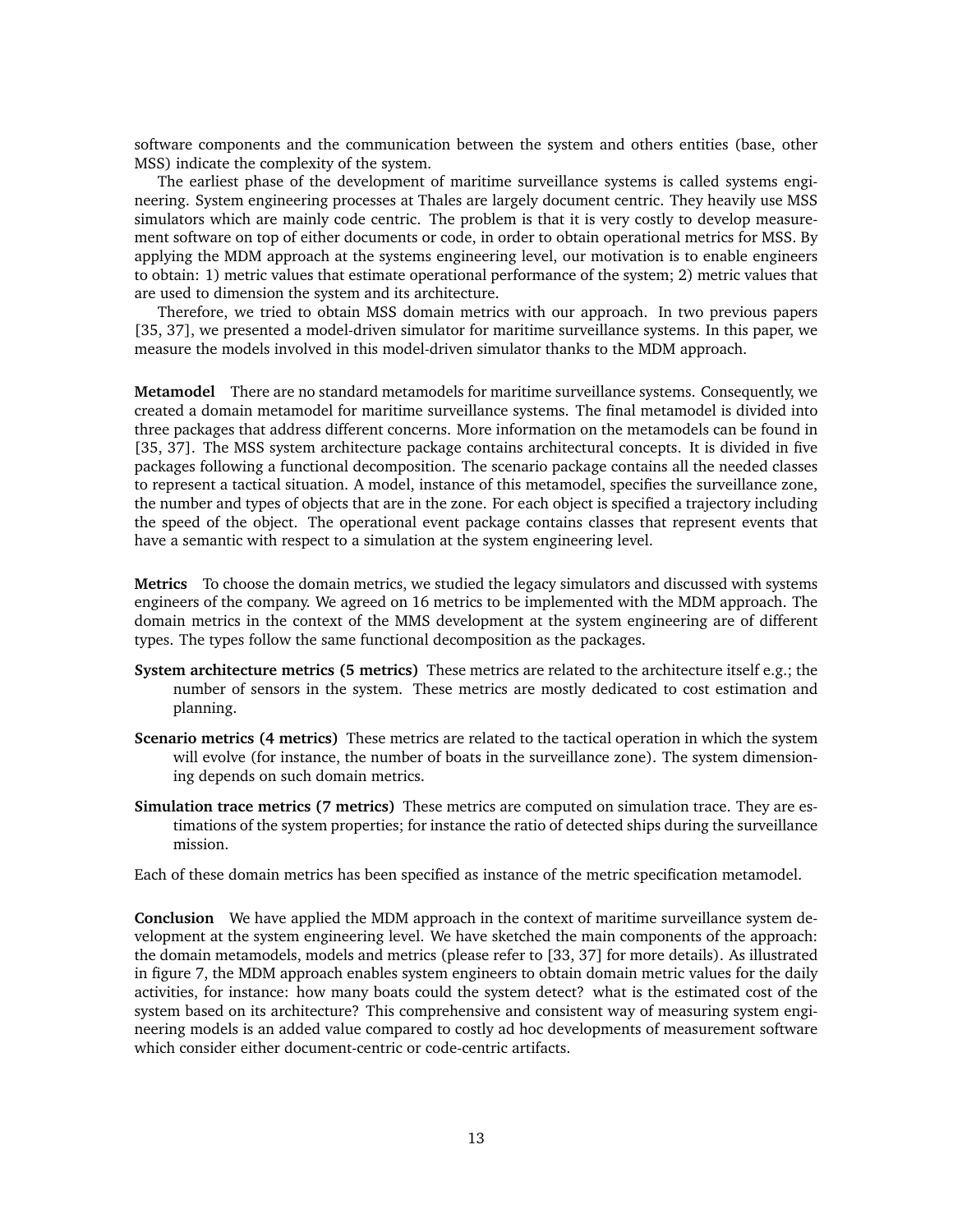software components and the communication between the system and others entities (base, other MSS) indicate the complexity of the system.

The earliest phase of the development of maritime surveillance systems is called systems engineering. System engineering processes at Thales are largely document centric. They heavily use MSS simulators which are mainly code centric. The problem is that it is very costly to develop measurement software on top of either documents or code, in order to obtain operational metrics for MSS. By applying the MDM approach at the systems engineering level, our motivation is to enable engineers to obtain: 1) metric values that estimate operational performance of the system; 2) metric values that are used to dimension the system and its architecture.

Therefore, we tried to obtain MSS domain metrics with our approach. In two previous papers [35, 37], we presented a model-driven simulator for maritime surveillance systems. In this paper, we measure the models involved in this model-driven simulator thanks to the MDM approach.

**Metamodel** There are no standard metamodels for maritime surveillance systems. Consequently, we created a domain metamodel for maritime surveillance systems. The final metamodel is divided into three packages that address different concerns. More information on the metamodels can be found in [35, 37]. The MSS system architecture package contains architectural concepts. It is divided in five packages following a functional decomposition. The scenario package contains all the needed classes to represent a tactical situation. A model, instance of this metamodel, specifies the surveillance zone, the number and types of objects that are in the zone. For each object is specified a trajectory including the speed of the object. The operational event package contains classes that represent events that have a semantic with respect to a simulation at the system engineering level.

**Metrics** To choose the domain metrics, we studied the legacy simulators and discussed with systems engineers of the company. We agreed on 16 metrics to be implemented with the MDM approach. The domain metrics in the context of the MMS development at the system engineering are of different types. The types follow the same functional decomposition as the packages.

**System architecture metrics (5 metrics)** These metrics are related to the architecture itself e.g.; the number of sensors in the system. These metrics are mostly dedicated to cost estimation and planning.

**Scenario metrics (4 metrics)** These metrics are related to the tactical operation in which the system will evolve (for instance, the number of boats in the surveillance zone). The system dimensioning depends on such domain metrics.

**Simulation trace metrics (7 metrics)** These metrics are computed on simulation trace. They are estimations of the system properties; for instance the ratio of detected ships during the surveillance mission.

Each of these domain metrics has been specified as instance of the metric specification metamodel.

**Conclusion** We have applied the MDM approach in the context of maritime surveillance system development at the system engineering level. We have sketched the main components of the approach: the domain metamodels, models and metrics (please refer to [33, 37] for more details). As illustrated in figure 7, the MDM approach enables system engineers to obtain domain metric values for the daily activities, for instance: how many boats could the system detect? what is the estimated cost of the system based on its architecture? This comprehensive and consistent way of measuring system engineering models is an added value compared to costly ad hoc developments of measurement software which consider either document-centric or code-centric artifacts.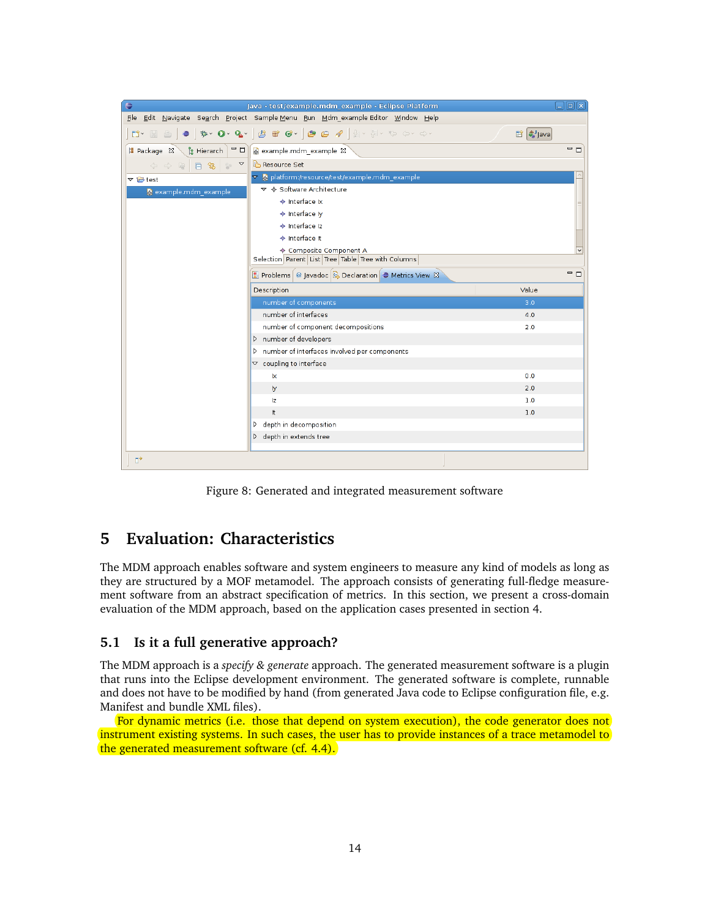Figure 8: Generated and integrated measurement software

## 5 Evaluation: Characteristics

The MDM approach enables software and system engineers to measure any kind of models as long as they are structured by a MOF metamodel. The approach consists of generating full-fledge measurement software from an abstract specification of metrics. In this section, we present a cross-domain evaluation of the MDM approach, based on the application cases presented in section 4.

### 5.1 Is it a full generative approach?

The MDM approach is a *specify & generate* approach. The generated measurement software is a plugin that runs into the Eclipse development environment. The generated software is complete, runnable and does not have to be modified by hand (from generated Java code to Eclipse configuration file, e.g. Manifest and bundle XML files).

For dynamic metrics (i.e. those that depend on system execution), the code generator does not instrument existing systems. In such cases, the user has to provide instances of a trace metamodel to the generated measurement software (cf. 4.4).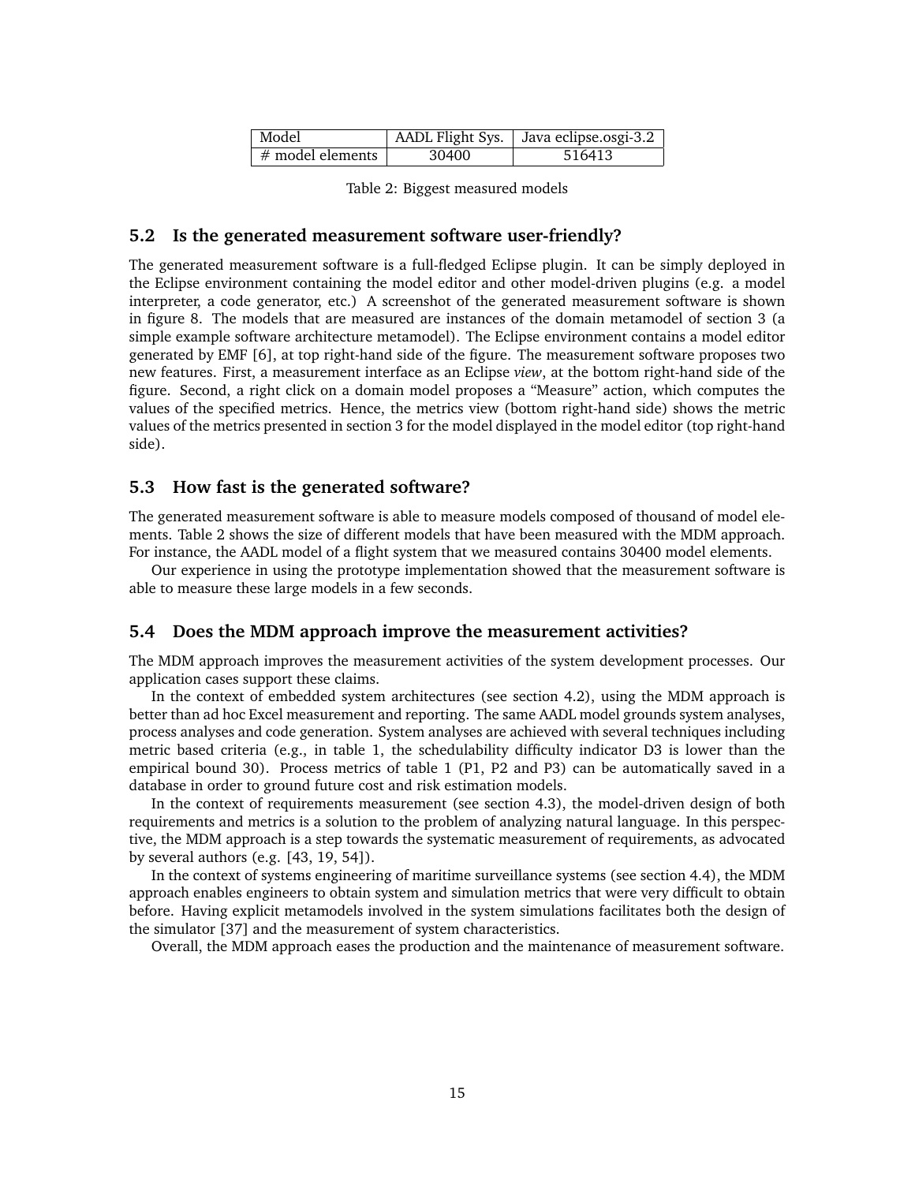| Model | AADL Flight Sys. | Java eclipse.osgi-3.2 |
| --- | --- | --- |
| # model elements | 30400 | 516413 |

Table 2: Biggest measured models

### 5.2 Is the generated measurement software user-friendly?

The generated measurement software is a full-fledged Eclipse plugin. It can be simply deployed in the Eclipse environment containing the model editor and other model-driven plugins (e.g. a model interpreter, a code generator, etc.) A screenshot of the generated measurement software is shown in figure 8. The models that are measured are instances of the domain metamodel of section 3 (a simple example software architecture metamodel). The Eclipse environment contains a model editor generated by EMF [6], at top right-hand side of the figure. The measurement software proposes two new features. First, a measurement interface as an Eclipse *view*, at the bottom right-hand side of the figure. Second, a right click on a domain model proposes a "Measure" action, which computes the values of the specified metrics. Hence, the metrics view (bottom right-hand side) shows the metric values of the metrics presented in section 3 for the model displayed in the model editor (top right-hand side).

### 5.3 How fast is the generated software?

The generated measurement software is able to measure models composed of thousand of model elements. Table 2 shows the size of different models that have been measured with the MDM approach. For instance, the AADL model of a flight system that we measured contains 30400 model elements.

Our experience in using the prototype implementation showed that the measurement software is able to measure these large models in a few seconds.

### 5.4 Does the MDM approach improve the measurement activities?

The MDM approach improves the measurement activities of the system development processes. Our application cases support these claims.

In the context of embedded system architectures (see section 4.2), using the MDM approach is better than ad hoc Excel measurement and reporting. The same AADL model grounds system analyses, process analyses and code generation. System analyses are achieved with several techniques including metric based criteria (e.g., in table 1, the schedulability difficulty indicator D3 is lower than the empirical bound 30). Process metrics of table 1 (P1, P2 and P3) can be automatically saved in a database in order to ground future cost and risk estimation models.

In the context of requirements measurement (see section 4.3), the model-driven design of both requirements and metrics is a solution to the problem of analyzing natural language. In this perspective, the MDM approach is a step towards the systematic measurement of requirements, as advocated by several authors (e.g. [43, 19, 54]).

In the context of systems engineering of maritime surveillance systems (see section 4.4), the MDM approach enables engineers to obtain system and simulation metrics that were very difficult to obtain before. Having explicit metamodels involved in the system simulations facilitates both the design of the simulator [37] and the measurement of system characteristics.

Overall, the MDM approach eases the production and the maintenance of measurement software.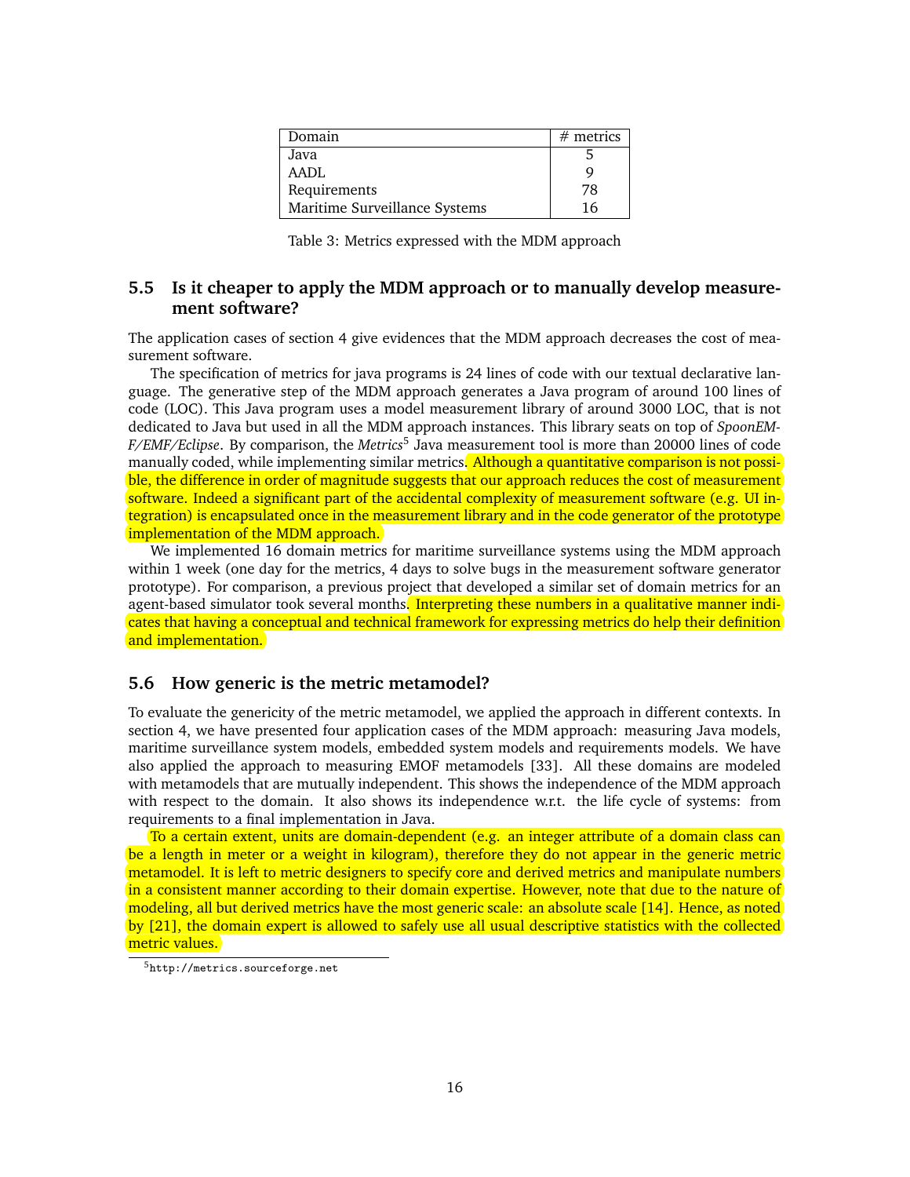| Domain | # metrics |
|---|---|
| Java | 5 |
| AADL | 9 |
| Requirements | 78 |
| Maritime Surveillance Systems | 16 |

Table 3: Metrics expressed with the MDM approach

### 5.5 Is it cheaper to apply the MDM approach or to manually develop measurement software?

The application cases of section 4 give evidences that the MDM approach decreases the cost of measurement software.

The specification of metrics for java programs is 24 lines of code with our textual declarative language. The generative step of the MDM approach generates a Java program of around 100 lines of code (LOC). This Java program uses a model measurement library of around 3000 LOC, that is not dedicated to Java but used in all the MDM approach instances. This library seats on top of *SpoonEMF/EMF/Eclipse*. By comparison, the *Metrics*[5] Java measurement tool is more than 20000 lines of code manually coded, while implementing similar metrics. Although a quantitative comparison is not possible, the difference in order of magnitude suggests that our approach reduces the cost of measurement software. Indeed a significant part of the accidental complexity of measurement software (e.g. UI integration) is encapsulated once in the measurement library and in the code generator of the prototype implementation of the MDM approach.

We implemented 16 domain metrics for maritime surveillance systems using the MDM approach within 1 week (one day for the metrics, 4 days to solve bugs in the measurement software generator prototype). For comparison, a previous project that developed a similar set of domain metrics for an agent-based simulator took several months. Interpreting these numbers in a qualitative manner indicates that having a conceptual and technical framework for expressing metrics do help their definition and implementation.

### 5.6 How generic is the metric metamodel?

To evaluate the genericity of the metric metamodel, we applied the approach in different contexts. In section 4, we have presented four application cases of the MDM approach: measuring Java models, maritime surveillance system models, embedded system models and requirements models. We have also applied the approach to measuring EMOF metamodels [33]. All these domains are modeled with metamodels that are mutually independent. This shows the independence of the MDM approach with respect to the domain. It also shows its independence w.r.t. the life cycle of systems: from requirements to a final implementation in Java.

To a certain extent, units are domain-dependent (e.g. an integer attribute of a domain class can be a length in meter or a weight in kilogram), therefore they do not appear in the generic metric metamodel. It is left to metric designers to specify core and derived metrics and manipulate numbers in a consistent manner according to their domain expertise. However, note that due to the nature of modeling, all but derived metrics have the most generic scale: an absolute scale [14]. Hence, as noted by [21], the domain expert is allowed to safely use all usual descriptive statistics with the collected metric values.

[5] http://metrics.sourceforge.net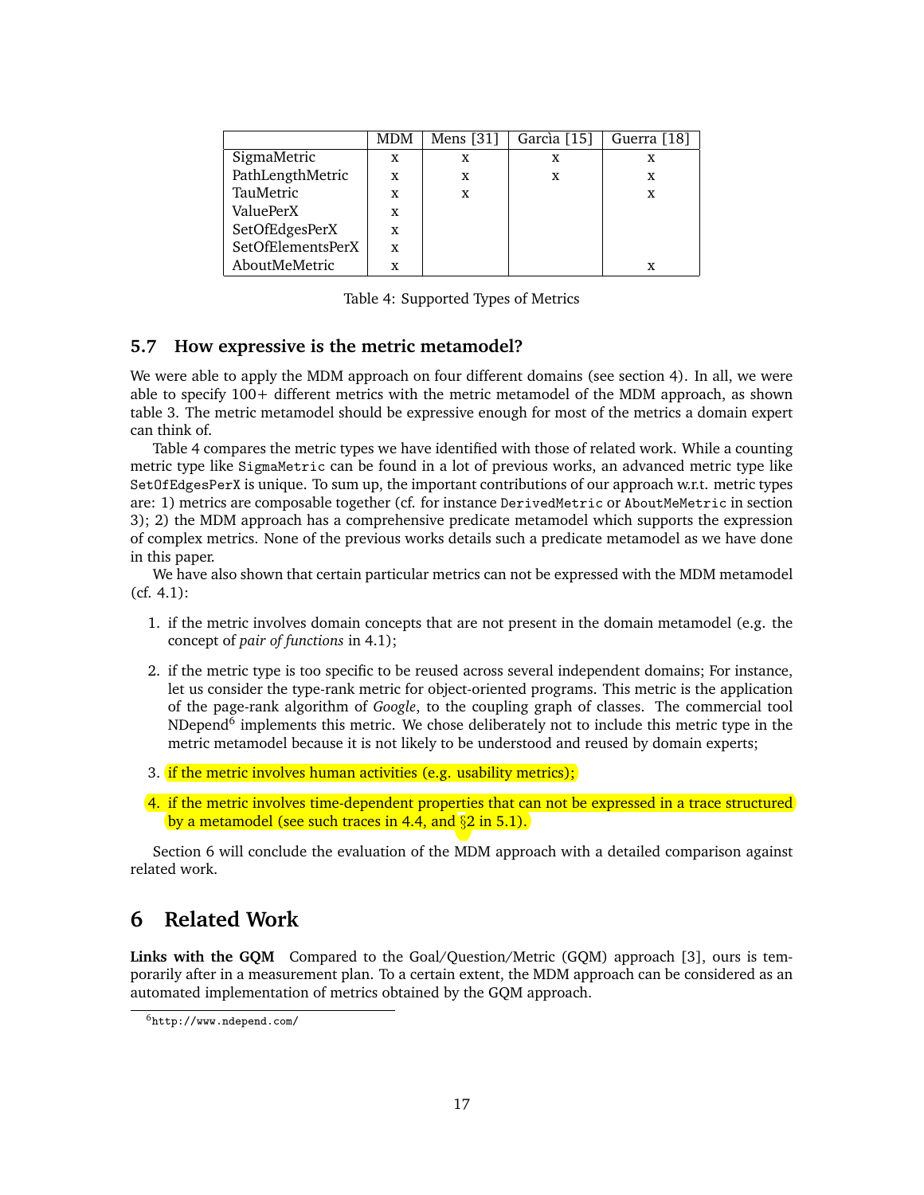| | MDM | Mens [31] | Garcìa [15] | Guerra [18] |
|---|---|---|---|---|
| SigmaMetric | x | x | x | x |
| PathLengthMetric | x | x | x | x |
| TauMetric | x | x | | x |
| ValuePerX | x | | | |
| SetOfEdgesPerX | x | | | |
| SetOfElementsPerX | x | | | |
| AboutMeMetric | x | | | x |

Table 4: Supported Types of Metrics

### 5.7 How expressive is the metric metamodel?

We were able to apply the MDM approach on four different domains (see section 4). In all, we were able to specify 100+ different metrics with the metric metamodel of the MDM approach, as shown table 3. The metric metamodel should be expressive enough for most of the metrics a domain expert can think of.

Table 4 compares the metric types we have identified with those of related work. While a counting metric type like `SigmaMetric` can be found in a lot of previous works, an advanced metric type like `SetOfEdgesPerX` is unique. To sum up, the important contributions of our approach w.r.t. metric types are: 1) metrics are composable together (cf. for instance `DerivedMetric` or `AboutMeMetric` in section 3); 2) the MDM approach has a comprehensive predicate metamodel which supports the expression of complex metrics. None of the previous works details such a predicate metamodel as we have done in this paper.

We have also shown that certain particular metrics can not be expressed with the MDM metamodel (cf. 4.1):

1. if the metric involves domain concepts that are not present in the domain metamodel (e.g. the concept of *pair of functions* in 4.1);
2. if the metric type is too specific to be reused across several independent domains; For instance, let us consider the type-rank metric for object-oriented programs. This metric is the application of the page-rank algorithm of *Google*, to the coupling graph of classes. The commercial tool NDepend[6] implements this metric. We chose deliberately not to include this metric type in the metric metamodel because it is not likely to be understood and reused by domain experts;
3. if the metric involves human activities (e.g. usability metrics);
4. if the metric involves time-dependent properties that can not be expressed in a trace structured by a metamodel (see such traces in 4.4, and §2 in 5.1).

Section 6 will conclude the evaluation of the MDM approach with a detailed comparison against related work.

# 6 Related Work

**Links with the GQM** Compared to the Goal/Question/Metric (GQM) approach [3], ours is temporarily after in a measurement plan. To a certain extent, the MDM approach can be considered as an automated implementation of metrics obtained by the GQM approach.

[6] http://www.ndepend.com/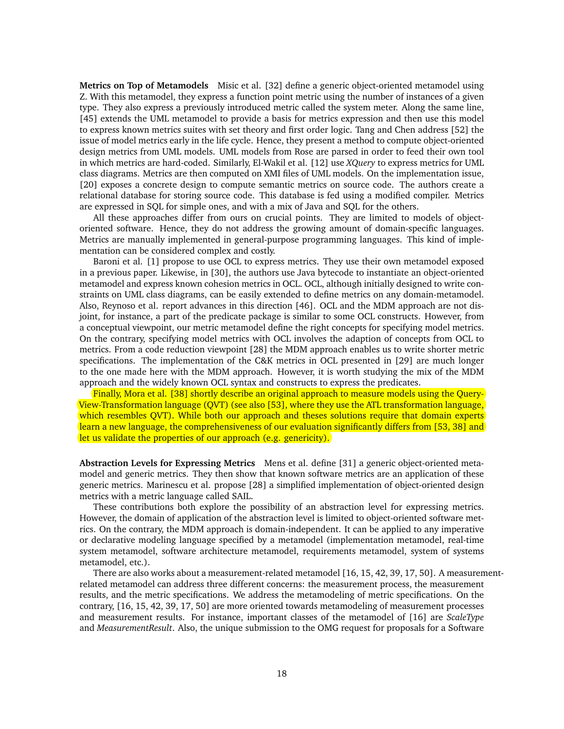**Metrics on Top of Metamodels** Misic et al. [32] define a generic object-oriented metamodel using Z. With this metamodel, they express a function point metric using the number of instances of a given type. They also express a previously introduced metric called the system meter. Along the same line, [45] extends the UML metamodel to provide a basis for metrics expression and then use this model to express known metrics suites with set theory and first order logic. Tang and Chen address [52] the issue of model metrics early in the life cycle. Hence, they present a method to compute object-oriented design metrics from UML models. UML models from Rose are parsed in order to feed their own tool in which metrics are hard-coded. Similarly, El-Wakil et al. [12] use *XQuery* to express metrics for UML class diagrams. Metrics are then computed on XMI files of UML models. On the implementation issue, [20] exposes a concrete design to compute semantic metrics on source code. The authors create a relational database for storing source code. This database is fed using a modified compiler. Metrics are expressed in SQL for simple ones, and with a mix of Java and SQL for the others.

All these approaches differ from ours on crucial points. They are limited to models of object-oriented software. Hence, they do not address the growing amount of domain-specific languages. Metrics are manually implemented in general-purpose programming languages. This kind of implementation can be considered complex and costly.

Baroni et al. [1] propose to use OCL to express metrics. They use their own metamodel exposed in a previous paper. Likewise, in [30], the authors use Java bytecode to instantiate an object-oriented metamodel and express known cohesion metrics in OCL. OCL, although initially designed to write constraints on UML class diagrams, can be easily extended to define metrics on any domain-metamodel. Also, Reynoso et al. report advances in this direction [46]. OCL and the MDM approach are not disjoint, for instance, a part of the predicate package is similar to some OCL constructs. However, from a conceptual viewpoint, our metric metamodel define the right concepts for specifying model metrics. On the contrary, specifying model metrics with OCL involves the adaption of concepts from OCL to metrics. From a code reduction viewpoint [28] the MDM approach enables us to write shorter metric specifications. The implementation of the C&K metrics in OCL presented in [29] are much longer to the one made here with the MDM approach. However, it is worth studying the mix of the MDM approach and the widely known OCL syntax and constructs to express the predicates.

Finally, Mora et al. [38] shortly describe an original approach to measure models using the Query-View-Transformation language (QVT) (see also [53], where they use the ATL transformation language, which resembles QVT). While both our approach and theses solutions require that domain experts learn a new language, the comprehensiveness of our evaluation significantly differs from [53, 38] and let us validate the properties of our approach (e.g. genericity).

**Abstraction Levels for Expressing Metrics** Mens et al. define [31] a generic object-oriented metamodel and generic metrics. They then show that known software metrics are an application of these generic metrics. Marinescu et al. propose [28] a simplified implementation of object-oriented design metrics with a metric language called SAIL.

These contributions both explore the possibility of an abstraction level for expressing metrics. However, the domain of application of the abstraction level is limited to object-oriented software metrics. On the contrary, the MDM approach is domain-independent. It can be applied to any imperative or declarative modeling language specified by a metamodel (implementation metamodel, real-time system metamodel, software architecture metamodel, requirements metamodel, system of systems metamodel, etc.).

There are also works about a measurement-related metamodel [16, 15, 42, 39, 17, 50]. A measurement-related metamodel can address three different concerns: the measurement process, the measurement results, and the metric specifications. We address the metamodeling of metric specifications. On the contrary, [16, 15, 42, 39, 17, 50] are more oriented towards metamodeling of measurement processes and measurement results. For instance, important classes of the metamodel of [16] are *ScaleType* and *MeasurementResult*. Also, the unique submission to the OMG request for proposals for a Software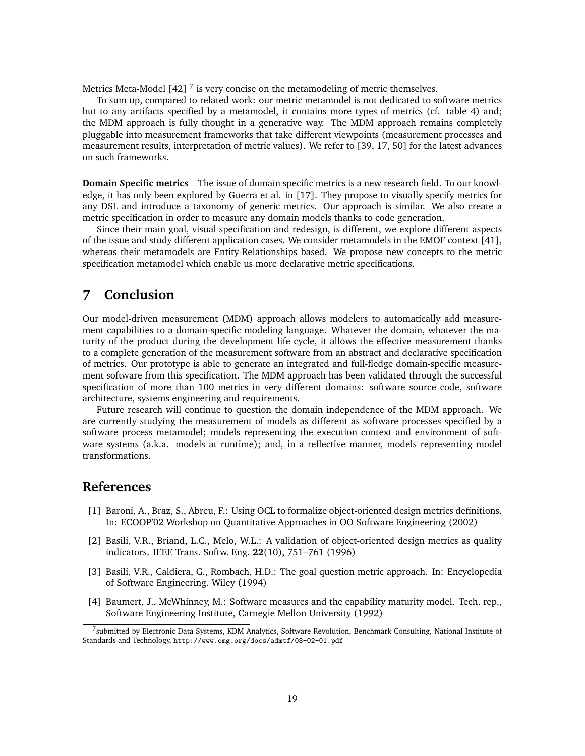Metrics Meta-Model [42] [7] is very concise on the metamodeling of metric themselves.

To sum up, compared to related work: our metric metamodel is not dedicated to software metrics but to any artifacts specified by a metamodel, it contains more types of metrics (cf. table 4) and; the MDM approach is fully thought in a generative way. The MDM approach remains completely pluggable into measurement frameworks that take different viewpoints (measurement processes and measurement results, interpretation of metric values). We refer to [39, 17, 50] for the latest advances on such frameworks.

**Domain Specific metrics** The issue of domain specific metrics is a new research field. To our knowledge, it has only been explored by Guerra et al. in [17]. They propose to visually specify metrics for any DSL and introduce a taxonomy of generic metrics. Our approach is similar. We also create a metric specification in order to measure any domain models thanks to code generation.

Since their main goal, visual specification and redesign, is different, we explore different aspects of the issue and study different application cases. We consider metamodels in the EMOF context [41], whereas their metamodels are Entity-Relationships based. We propose new concepts to the metric specification metamodel which enable us more declarative metric specifications.

## 7 Conclusion

Our model-driven measurement (MDM) approach allows modelers to automatically add measurement capabilities to a domain-specific modeling language. Whatever the domain, whatever the maturity of the product during the development life cycle, it allows the effective measurement thanks to a complete generation of the measurement software from an abstract and declarative specification of metrics. Our prototype is able to generate an integrated and full-fledge domain-specific measurement software from this specification. The MDM approach has been validated through the successful specification of more than 100 metrics in very different domains: software source code, software architecture, systems engineering and requirements.

Future research will continue to question the domain independence of the MDM approach. We are currently studying the measurement of models as different as software processes specified by a software process metamodel; models representing the execution context and environment of software systems (a.k.a. models at runtime); and, in a reflective manner, models representing model transformations.

## References

[1] Baroni, A., Braz, S., Abreu, F.: Using OCL to formalize object-oriented design metrics definitions. In: ECOOP'02 Workshop on Quantitative Approaches in OO Software Engineering (2002)

[2] Basili, V.R., Briand, L.C., Melo, W.L.: A validation of object-oriented design metrics as quality indicators. IEEE Trans. Softw. Eng. **22**(10), 751–761 (1996)

[3] Basili, V.R., Caldiera, G., Rombach, H.D.: The goal question metric approach. In: Encyclopedia of Software Engineering. Wiley (1994)

[4] Baumert, J., McWhinney, M.: Software measures and the capability maturity model. Tech. rep., Software Engineering Institute, Carnegie Mellon University (1992)

[7] submitted by Electronic Data Systems, KDM Analytics, Software Revolution, Benchmark Consulting, National Institute of Standards and Technology, http://www.omg.org/docs/admtf/08-02-01.pdf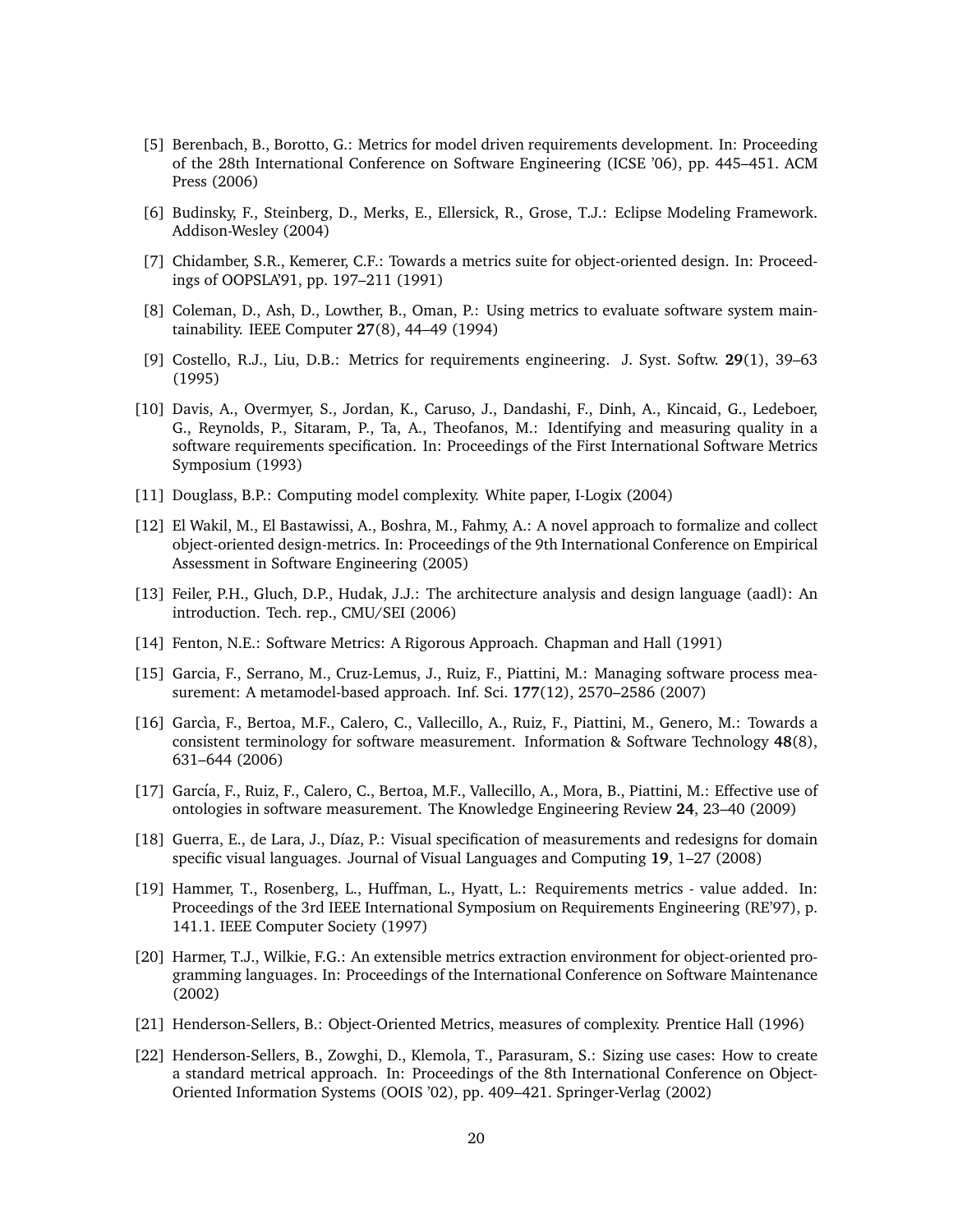[5] Berenbach, B., Borotto, G.: Metrics for model driven requirements development. In: Proceeding of the 28th International Conference on Software Engineering (ICSE '06), pp. 445–451. ACM Press (2006)

[6] Budinsky, F., Steinberg, D., Merks, E., Ellersick, R., Grose, T.J.: Eclipse Modeling Framework. Addison-Wesley (2004)

[7] Chidamber, S.R., Kemerer, C.F.: Towards a metrics suite for object-oriented design. In: Proceedings of OOPSLA'91, pp. 197–211 (1991)

[8] Coleman, D., Ash, D., Lowther, B., Oman, P.: Using metrics to evaluate software system maintainability. IEEE Computer **27**(8), 44–49 (1994)

[9] Costello, R.J., Liu, D.B.: Metrics for requirements engineering. J. Syst. Softw. **29**(1), 39–63 (1995)

[10] Davis, A., Overmyer, S., Jordan, K., Caruso, J., Dandashi, F., Dinh, A., Kincaid, G., Ledeboer, G., Reynolds, P., Sitaram, P., Ta, A., Theofanos, M.: Identifying and measuring quality in a software requirements specification. In: Proceedings of the First International Software Metrics Symposium (1993)

[11] Douglass, B.P.: Computing model complexity. White paper, I-Logix (2004)

[12] El Wakil, M., El Bastawissi, A., Boshra, M., Fahmy, A.: A novel approach to formalize and collect object-oriented design-metrics. In: Proceedings of the 9th International Conference on Empirical Assessment in Software Engineering (2005)

[13] Feiler, P.H., Gluch, D.P., Hudak, J.J.: The architecture analysis and design language (aadl): An introduction. Tech. rep., CMU/SEI (2006)

[14] Fenton, N.E.: Software Metrics: A Rigorous Approach. Chapman and Hall (1991)

[15] Garcia, F., Serrano, M., Cruz-Lemus, J., Ruiz, F., Piattini, M.: Managing software process measurement: A metamodel-based approach. Inf. Sci. **177**(12), 2570–2586 (2007)

[16] Garcìa, F., Bertoa, M.F., Calero, C., Vallecillo, A., Ruiz, F., Piattini, M., Genero, M.: Towards a consistent terminology for software measurement. Information & Software Technology **48**(8), 631–644 (2006)

[17] García, F., Ruiz, F., Calero, C., Bertoa, M.F., Vallecillo, A., Mora, B., Piattini, M.: Effective use of ontologies in software measurement. The Knowledge Engineering Review **24**, 23–40 (2009)

[18] Guerra, E., de Lara, J., Díaz, P.: Visual specification of measurements and redesigns for domain specific visual languages. Journal of Visual Languages and Computing **19**, 1–27 (2008)

[19] Hammer, T., Rosenberg, L., Huffman, L., Hyatt, L.: Requirements metrics - value added. In: Proceedings of the 3rd IEEE International Symposium on Requirements Engineering (RE'97), p. 141.1. IEEE Computer Society (1997)

[20] Harmer, T.J., Wilkie, F.G.: An extensible metrics extraction environment for object-oriented programming languages. In: Proceedings of the International Conference on Software Maintenance (2002)

[21] Henderson-Sellers, B.: Object-Oriented Metrics, measures of complexity. Prentice Hall (1996)

[22] Henderson-Sellers, B., Zowghi, D., Klemola, T., Parasuram, S.: Sizing use cases: How to create a standard metrical approach. In: Proceedings of the 8th International Conference on Object-Oriented Information Systems (OOIS '02), pp. 409–421. Springer-Verlag (2002)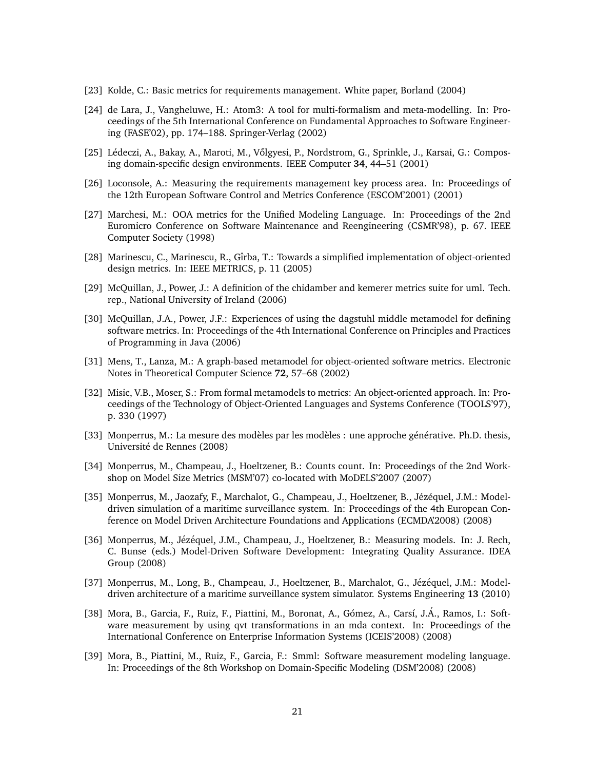[23] Kolde, C.: Basic metrics for requirements management. White paper, Borland (2004)

[24] de Lara, J., Vangheluwe, H.: Atom3: A tool for multi-formalism and meta-modelling. In: Proceedings of the 5th International Conference on Fundamental Approaches to Software Engineering (FASE'02), pp. 174–188. Springer-Verlag (2002)

[25] Lédeczi, A., Bakay, A., Maroti, M., Vőlgyesi, P., Nordstrom, G., Sprinkle, J., Karsai, G.: Composing domain-specific design environments. IEEE Computer **34**, 44–51 (2001)

[26] Loconsole, A.: Measuring the requirements management key process area. In: Proceedings of the 12th European Software Control and Metrics Conference (ESCOM'2001) (2001)

[27] Marchesi, M.: OOA metrics for the Unified Modeling Language. In: Proceedings of the 2nd Euromicro Conference on Software Maintenance and Reengineering (CSMR'98), p. 67. IEEE Computer Society (1998)

[28] Marinescu, C., Marinescu, R., Gîrba, T.: Towards a simplified implementation of object-oriented design metrics. In: IEEE METRICS, p. 11 (2005)

[29] McQuillan, J., Power, J.: A definition of the chidamber and kemerer metrics suite for uml. Tech. rep., National University of Ireland (2006)

[30] McQuillan, J.A., Power, J.F.: Experiences of using the dagstuhl middle metamodel for defining software metrics. In: Proceedings of the 4th International Conference on Principles and Practices of Programming in Java (2006)

[31] Mens, T., Lanza, M.: A graph-based metamodel for object-oriented software metrics. Electronic Notes in Theoretical Computer Science **72**, 57–68 (2002)

[32] Misic, V.B., Moser, S.: From formal metamodels to metrics: An object-oriented approach. In: Proceedings of the Technology of Object-Oriented Languages and Systems Conference (TOOLS'97), p. 330 (1997)

[33] Monperrus, M.: La mesure des modèles par les modèles : une approche générative. Ph.D. thesis, Université de Rennes (2008)

[34] Monperrus, M., Champeau, J., Hoeltzener, B.: Counts count. In: Proceedings of the 2nd Workshop on Model Size Metrics (MSM'07) co-located with MoDELS'2007 (2007)

[35] Monperrus, M., Jaozafy, F., Marchalot, G., Champeau, J., Hoeltzener, B., Jézéquel, J.M.: Model-driven simulation of a maritime surveillance system. In: Proceedings of the 4th European Conference on Model Driven Architecture Foundations and Applications (ECMDA'2008) (2008)

[36] Monperrus, M., Jézéquel, J.M., Champeau, J., Hoeltzener, B.: Measuring models. In: J. Rech, C. Bunse (eds.) Model-Driven Software Development: Integrating Quality Assurance. IDEA Group (2008)

[37] Monperrus, M., Long, B., Champeau, J., Hoeltzener, B., Marchalot, G., Jézéquel, J.M.: Model-driven architecture of a maritime surveillance system simulator. Systems Engineering **13** (2010)

[38] Mora, B., Garcia, F., Ruiz, F., Piattini, M., Boronat, A., Gómez, A., Carsí, J.Á., Ramos, I.: Software measurement by using qvt transformations in an mda context. In: Proceedings of the International Conference on Enterprise Information Systems (ICEIS'2008) (2008)

[39] Mora, B., Piattini, M., Ruiz, F., Garcia, F.: Smml: Software measurement modeling language. In: Proceedings of the 8th Workshop on Domain-Specific Modeling (DSM'2008) (2008)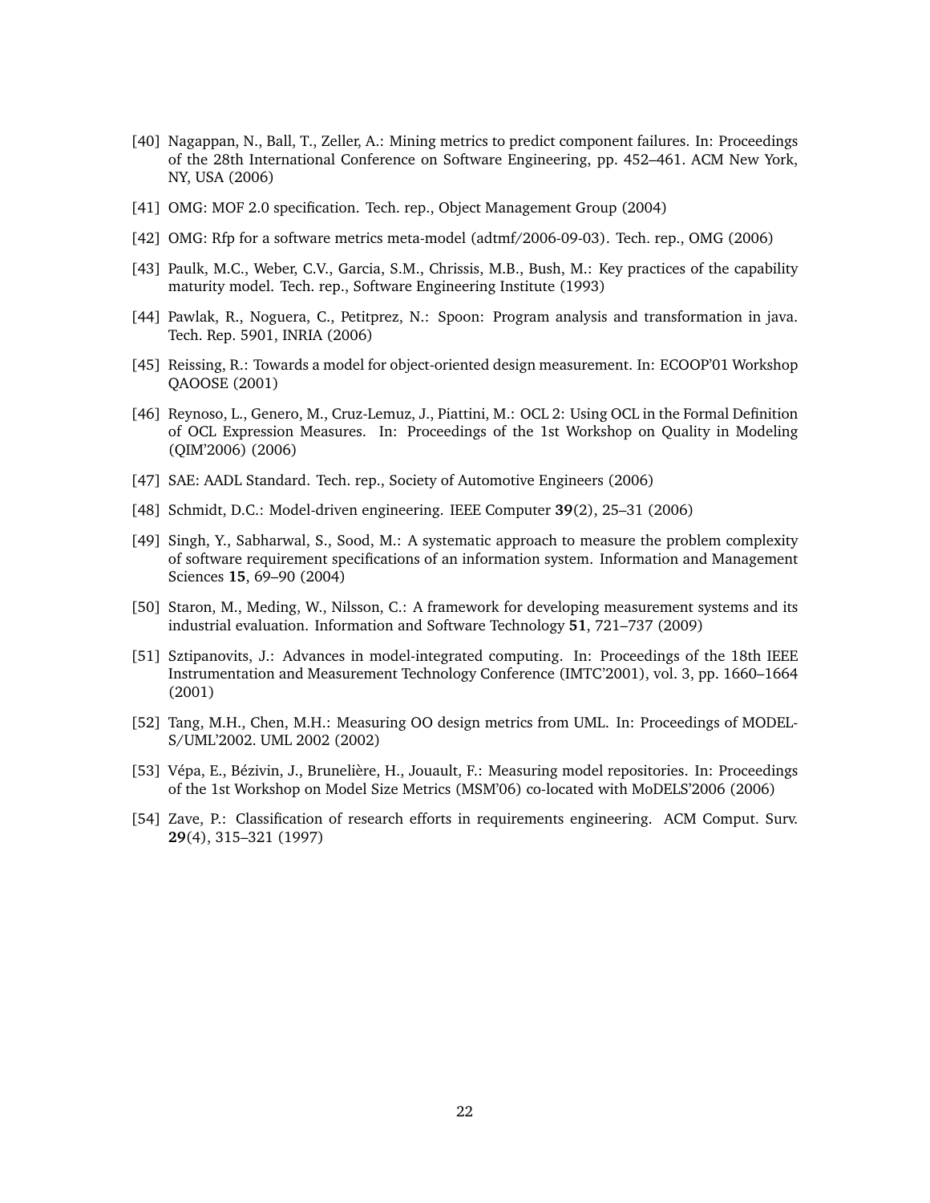[40] Nagappan, N., Ball, T., Zeller, A.: Mining metrics to predict component failures. In: Proceedings of the 28th International Conference on Software Engineering, pp. 452–461. ACM New York, NY, USA (2006)

[41] OMG: MOF 2.0 specification. Tech. rep., Object Management Group (2004)

[42] OMG: Rfp for a software metrics meta-model (adtmf/2006-09-03). Tech. rep., OMG (2006)

[43] Paulk, M.C., Weber, C.V., Garcia, S.M., Chrissis, M.B., Bush, M.: Key practices of the capability maturity model. Tech. rep., Software Engineering Institute (1993)

[44] Pawlak, R., Noguera, C., Petitprez, N.: Spoon: Program analysis and transformation in java. Tech. Rep. 5901, INRIA (2006)

[45] Reissing, R.: Towards a model for object-oriented design measurement. In: ECOOP'01 Workshop QAOOSE (2001)

[46] Reynoso, L., Genero, M., Cruz-Lemuz, J., Piattini, M.: OCL 2: Using OCL in the Formal Definition of OCL Expression Measures. In: Proceedings of the 1st Workshop on Quality in Modeling (QIM'2006) (2006)

[47] SAE: AADL Standard. Tech. rep., Society of Automotive Engineers (2006)

[48] Schmidt, D.C.: Model-driven engineering. IEEE Computer **39**(2), 25–31 (2006)

[49] Singh, Y., Sabharwal, S., Sood, M.: A systematic approach to measure the problem complexity of software requirement specifications of an information system. Information and Management Sciences **15**, 69–90 (2004)

[50] Staron, M., Meding, W., Nilsson, C.: A framework for developing measurement systems and its industrial evaluation. Information and Software Technology **51**, 721–737 (2009)

[51] Sztipanovits, J.: Advances in model-integrated computing. In: Proceedings of the 18th IEEE Instrumentation and Measurement Technology Conference (IMTC'2001), vol. 3, pp. 1660–1664 (2001)

[52] Tang, M.H., Chen, M.H.: Measuring OO design metrics from UML. In: Proceedings of MODELS/UML'2002. UML 2002 (2002)

[53] Vépa, E., Bézivin, J., Brunelière, H., Jouault, F.: Measuring model repositories. In: Proceedings of the 1st Workshop on Model Size Metrics (MSM'06) co-located with MoDELS'2006 (2006)

[54] Zave, P.: Classification of research efforts in requirements engineering. ACM Comput. Surv. **29**(4), 315–321 (1997)